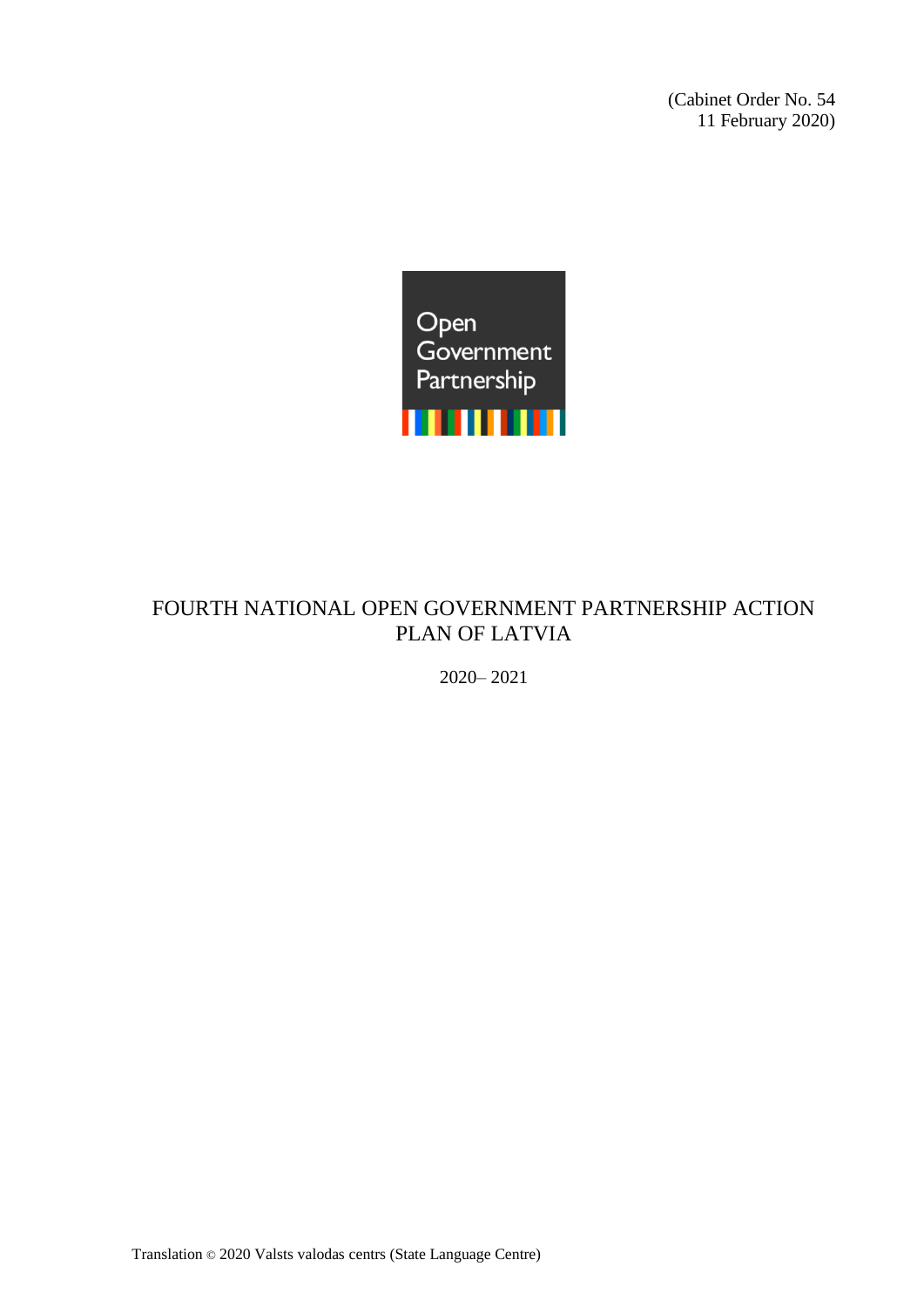(Cabinet Order No. 54
11 February 2020)

# FOURTH NATIONAL OPEN GOVERNMENT PARTNERSHIP ACTION PLAN OF LATVIA

2020– 2021

Translation © 2020 Valsts valodas centrs (State Language Centre)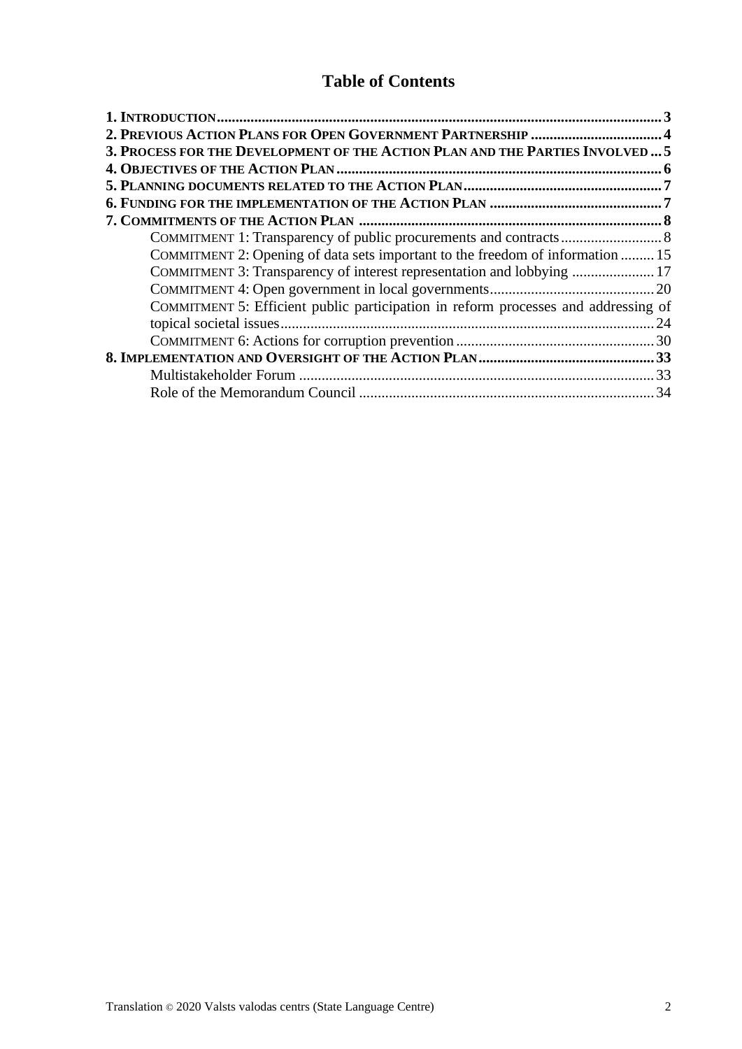# Table of Contents

**1. INTRODUCTION** ..... 3
**2. PREVIOUS ACTION PLANS FOR OPEN GOVERNMENT PARTNERSHIP** ..... 4
**3. PROCESS FOR THE DEVELOPMENT OF THE ACTION PLAN AND THE PARTIES INVOLVED** ..... 5
**4. OBJECTIVES OF THE ACTION PLAN** ..... 6
**5. PLANNING DOCUMENTS RELATED TO THE ACTION PLAN** ..... 7
**6. FUNDING FOR THE IMPLEMENTATION OF THE ACTION PLAN** ..... 7
**7. COMMITMENTS OF THE ACTION PLAN** ..... 8
- COMMITMENT 1: Transparency of public procurements and contracts ..... 8
- COMMITMENT 2: Opening of data sets important to the freedom of information ..... 15
- COMMITMENT 3: Transparency of interest representation and lobbying ..... 17
- COMMITMENT 4: Open government in local governments ..... 20
- COMMITMENT 5: Efficient public participation in reform processes and addressing of topical societal issues ..... 24
- COMMITMENT 6: Actions for corruption prevention ..... 30

**8. IMPLEMENTATION AND OVERSIGHT OF THE ACTION PLAN** ..... 33
- Multistakeholder Forum ..... 33
- Role of the Memorandum Council ..... 34

Translation © 2020 Valsts valodas centrs (State Language Centre)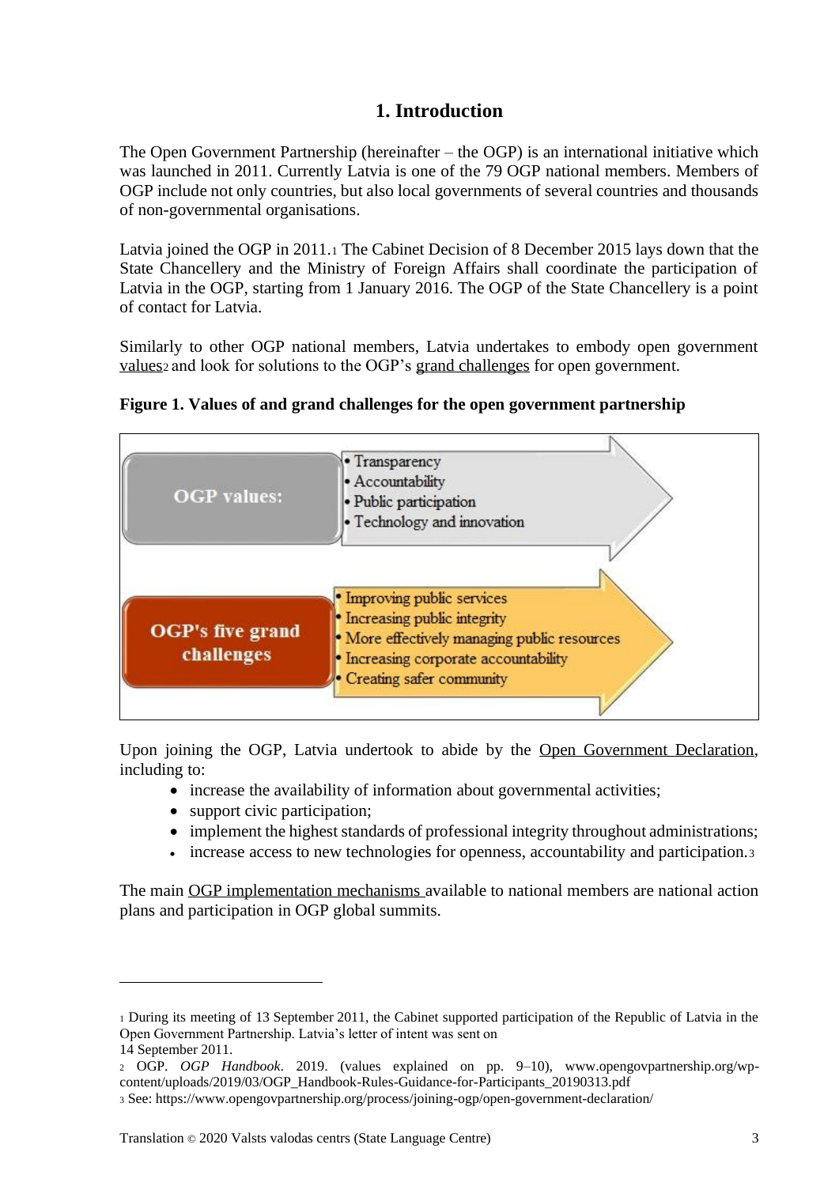## 1. Introduction

The Open Government Partnership (hereinafter – the OGP) is an international initiative which was launched in 2011. Currently Latvia is one of the 79 OGP national members. Members of OGP include not only countries, but also local governments of several countries and thousands of non-governmental organisations.

Latvia joined the OGP in 2011.[1] The Cabinet Decision of 8 December 2015 lays down that the State Chancellery and the Ministry of Foreign Affairs shall coordinate the participation of Latvia in the OGP, starting from 1 January 2016. The OGP of the State Chancellery is a point of contact for Latvia.

Similarly to other OGP national members, Latvia undertakes to embody open government values[2] and look for solutions to the OGP's grand challenges for open government.

**Figure 1. Values of and grand challenges for the open government partnership**

**OGP values:**
- Transparency
- Accountability
- Public participation
- Technology and innovation

**OGP's five grand challenges**
- Improving public services
- Increasing public integrity
- More effectively managing public resources
- Increasing corporate accountability
- Creating safer community

Upon joining the OGP, Latvia undertook to abide by the Open Government Declaration, including to:

- increase the availability of information about governmental activities;
- support civic participation;
- implement the highest standards of professional integrity throughout administrations;
- increase access to new technologies for openness, accountability and participation.[3]

The main OGP implementation mechanisms available to national members are national action plans and participation in OGP global summits.

---

[1] During its meeting of 13 September 2011, the Cabinet supported participation of the Republic of Latvia in the Open Government Partnership. Latvia's letter of intent was sent on 14 September 2011.

[2] OGP. *OGP Handbook*. 2019. (values explained on pp. 9–10), www.opengovpartnership.org/wp-content/uploads/2019/03/OGP_Handbook-Rules-Guidance-for-Participants_20190313.pdf

[3] See: https://www.opengovpartnership.org/process/joining-ogp/open-government-declaration/

Translation © 2020 Valsts valodas centrs (State Language Centre)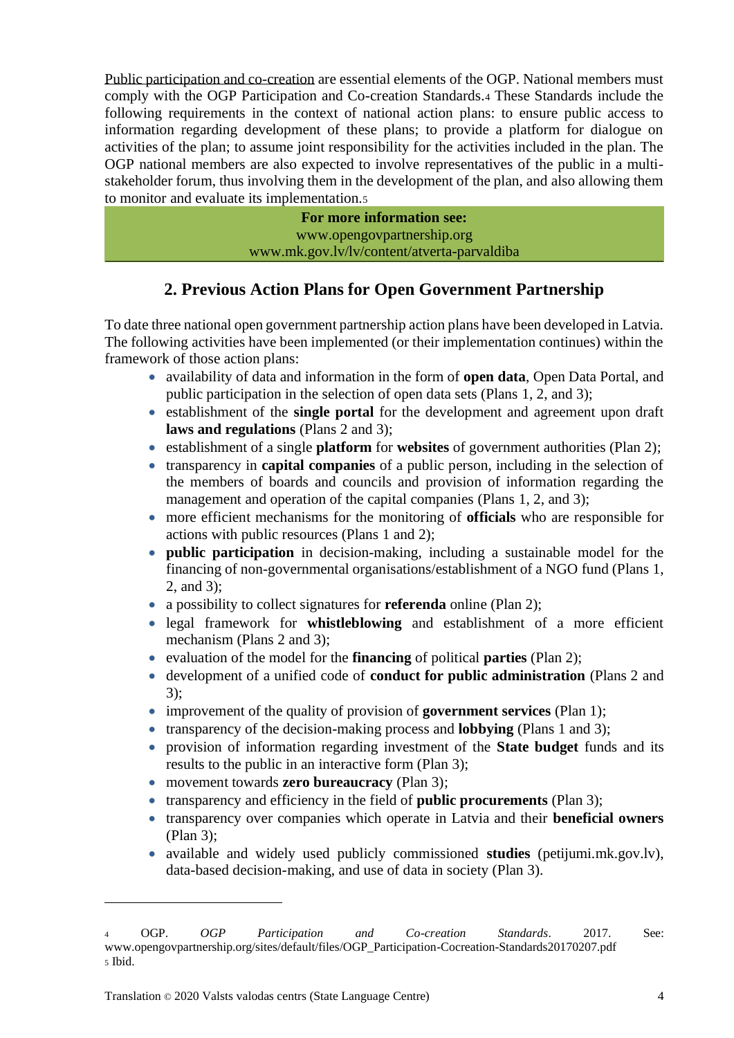Public participation and co-creation are essential elements of the OGP. National members must comply with the OGP Participation and Co-creation Standards.[4] These Standards include the following requirements in the context of national action plans: to ensure public access to information regarding development of these plans; to provide a platform for dialogue on activities of the plan; to assume joint responsibility for the activities included in the plan. The OGP national members are also expected to involve representatives of the public in a multi-stakeholder forum, thus involving them in the development of the plan, and also allowing them to monitor and evaluate its implementation.[5]

**For more information see:**
www.opengovpartnership.org
www.mk.gov.lv/lv/content/atverta-parvaldiba

## 2. Previous Action Plans for Open Government Partnership

To date three national open government partnership action plans have been developed in Latvia. The following activities have been implemented (or their implementation continues) within the framework of those action plans:

- availability of data and information in the form of **open data**, Open Data Portal, and public participation in the selection of open data sets (Plans 1, 2, and 3);
- establishment of the **single portal** for the development and agreement upon draft **laws and regulations** (Plans 2 and 3);
- establishment of a single **platform** for **websites** of government authorities (Plan 2);
- transparency in **capital companies** of a public person, including in the selection of the members of boards and councils and provision of information regarding the management and operation of the capital companies (Plans 1, 2, and 3);
- more efficient mechanisms for the monitoring of **officials** who are responsible for actions with public resources (Plans 1 and 2);
- **public participation** in decision-making, including a sustainable model for the financing of non-governmental organisations/establishment of a NGO fund (Plans 1, 2, and 3);
- a possibility to collect signatures for **referenda** online (Plan 2);
- legal framework for **whistleblowing** and establishment of a more efficient mechanism (Plans 2 and 3);
- evaluation of the model for the **financing** of political **parties** (Plan 2);
- development of a unified code of **conduct for public administration** (Plans 2 and 3);
- improvement of the quality of provision of **government services** (Plan 1);
- transparency of the decision-making process and **lobbying** (Plans 1 and 3);
- provision of information regarding investment of the **State budget** funds and its results to the public in an interactive form (Plan 3);
- movement towards **zero bureaucracy** (Plan 3);
- transparency and efficiency in the field of **public procurements** (Plan 3);
- transparency over companies which operate in Latvia and their **beneficial owners** (Plan 3);
- available and widely used publicly commissioned **studies** (petijumi.mk.gov.lv), data-based decision-making, and use of data in society (Plan 3).

---

[4] OGP. *OGP Participation and Co-creation Standards*. 2017. See: www.opengovpartnership.org/sites/default/files/OGP_Participation-Cocreation-Standards20170207.pdf

[5] Ibid.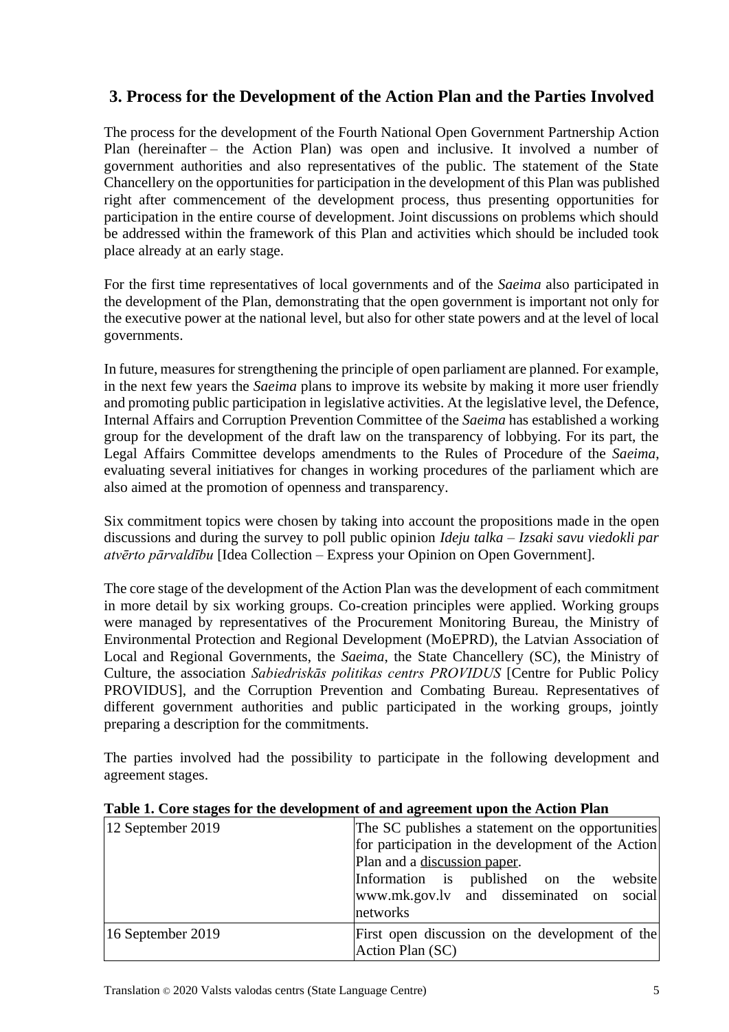## 3. Process for the Development of the Action Plan and the Parties Involved

The process for the development of the Fourth National Open Government Partnership Action Plan (hereinafter – the Action Plan) was open and inclusive. It involved a number of government authorities and also representatives of the public. The statement of the State Chancellery on the opportunities for participation in the development of this Plan was published right after commencement of the development process, thus presenting opportunities for participation in the entire course of development. Joint discussions on problems which should be addressed within the framework of this Plan and activities which should be included took place already at an early stage.

For the first time representatives of local governments and of the *Saeima* also participated in the development of the Plan, demonstrating that the open government is important not only for the executive power at the national level, but also for other state powers and at the level of local governments.

In future, measures for strengthening the principle of open parliament are planned. For example, in the next few years the *Saeima* plans to improve its website by making it more user friendly and promoting public participation in legislative activities. At the legislative level, the Defence, Internal Affairs and Corruption Prevention Committee of the *Saeima* has established a working group for the development of the draft law on the transparency of lobbying. For its part, the Legal Affairs Committee develops amendments to the Rules of Procedure of the *Saeima*, evaluating several initiatives for changes in working procedures of the parliament which are also aimed at the promotion of openness and transparency.

Six commitment topics were chosen by taking into account the propositions made in the open discussions and during the survey to poll public opinion *Ideju talka – Izsaki savu viedokli par atvērto pārvaldību* [Idea Collection – Express your Opinion on Open Government].

The core stage of the development of the Action Plan was the development of each commitment in more detail by six working groups. Co-creation principles were applied. Working groups were managed by representatives of the Procurement Monitoring Bureau, the Ministry of Environmental Protection and Regional Development (MoEPRD), the Latvian Association of Local and Regional Governments, the *Saeima*, the State Chancellery (SC), the Ministry of Culture, the association *Sabiedriskās politikas centrs PROVIDUS* [Centre for Public Policy PROVIDUS], and the Corruption Prevention and Combating Bureau. Representatives of different government authorities and public participated in the working groups, jointly preparing a description for the commitments.

The parties involved had the possibility to participate in the following development and agreement stages.

**Table 1. Core stages for the development of and agreement upon the Action Plan**

| | |
|---|---|
| 12 September 2019 | The SC publishes a statement on the opportunities for participation in the development of the Action Plan and a discussion paper.<br>Information is published on the website www.mk.gov.lv and disseminated on social networks |
| 16 September 2019 | First open discussion on the development of the Action Plan (SC) |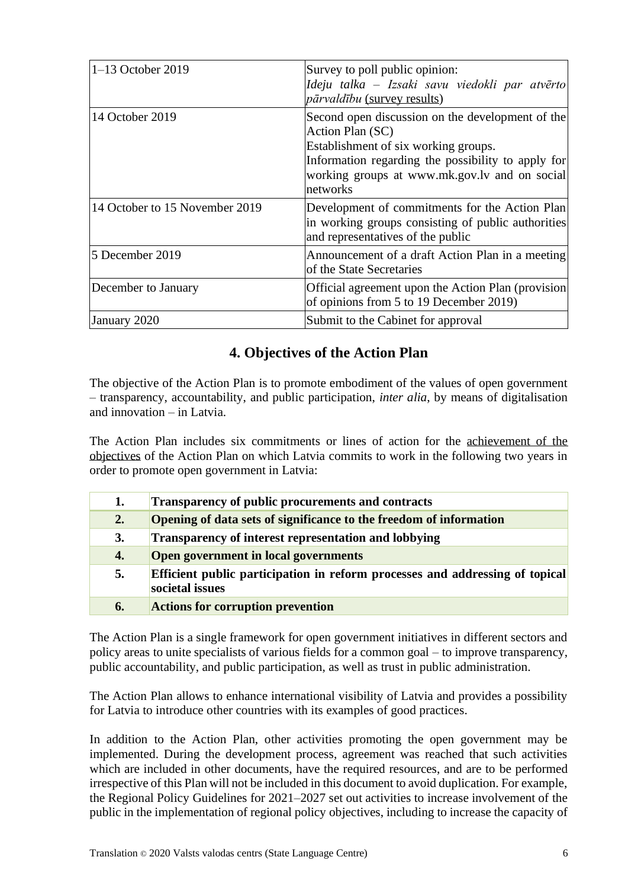| | |
|---|---|
| 1–13 October 2019 | Survey to poll public opinion: *Ideju talka – Izsaki savu viedokli par atvērto pārvaldību* (survey results) |
| 14 October 2019 | Second open discussion on the development of the Action Plan (SC)<br>Establishment of six working groups.<br>Information regarding the possibility to apply for working groups at www.mk.gov.lv and on social networks |
| 14 October to 15 November 2019 | Development of commitments for the Action Plan in working groups consisting of public authorities and representatives of the public |
| 5 December 2019 | Announcement of a draft Action Plan in a meeting of the State Secretaries |
| December to January | Official agreement upon the Action Plan (provision of opinions from 5 to 19 December 2019) |
| January 2020 | Submit to the Cabinet for approval |

## 4. Objectives of the Action Plan

The objective of the Action Plan is to promote embodiment of the values of open government – transparency, accountability, and public participation, *inter alia*, by means of digitalisation and innovation – in Latvia.

The Action Plan includes six commitments or lines of action for the achievement of the objectives of the Action Plan on which Latvia commits to work in the following two years in order to promote open government in Latvia:

| | |
|---|---|
| **1.** | **Transparency of public procurements and contracts** |
| **2.** | **Opening of data sets of significance to the freedom of information** |
| **3.** | **Transparency of interest representation and lobbying** |
| **4.** | **Open government in local governments** |
| **5.** | **Efficient public participation in reform processes and addressing of topical societal issues** |
| **6.** | **Actions for corruption prevention** |

The Action Plan is a single framework for open government initiatives in different sectors and policy areas to unite specialists of various fields for a common goal – to improve transparency, public accountability, and public participation, as well as trust in public administration.

The Action Plan allows to enhance international visibility of Latvia and provides a possibility for Latvia to introduce other countries with its examples of good practices.

In addition to the Action Plan, other activities promoting the open government may be implemented. During the development process, agreement was reached that such activities which are included in other documents, have the required resources, and are to be performed irrespective of this Plan will not be included in this document to avoid duplication. For example, the Regional Policy Guidelines for 2021–2027 set out activities to increase involvement of the public in the implementation of regional policy objectives, including to increase the capacity of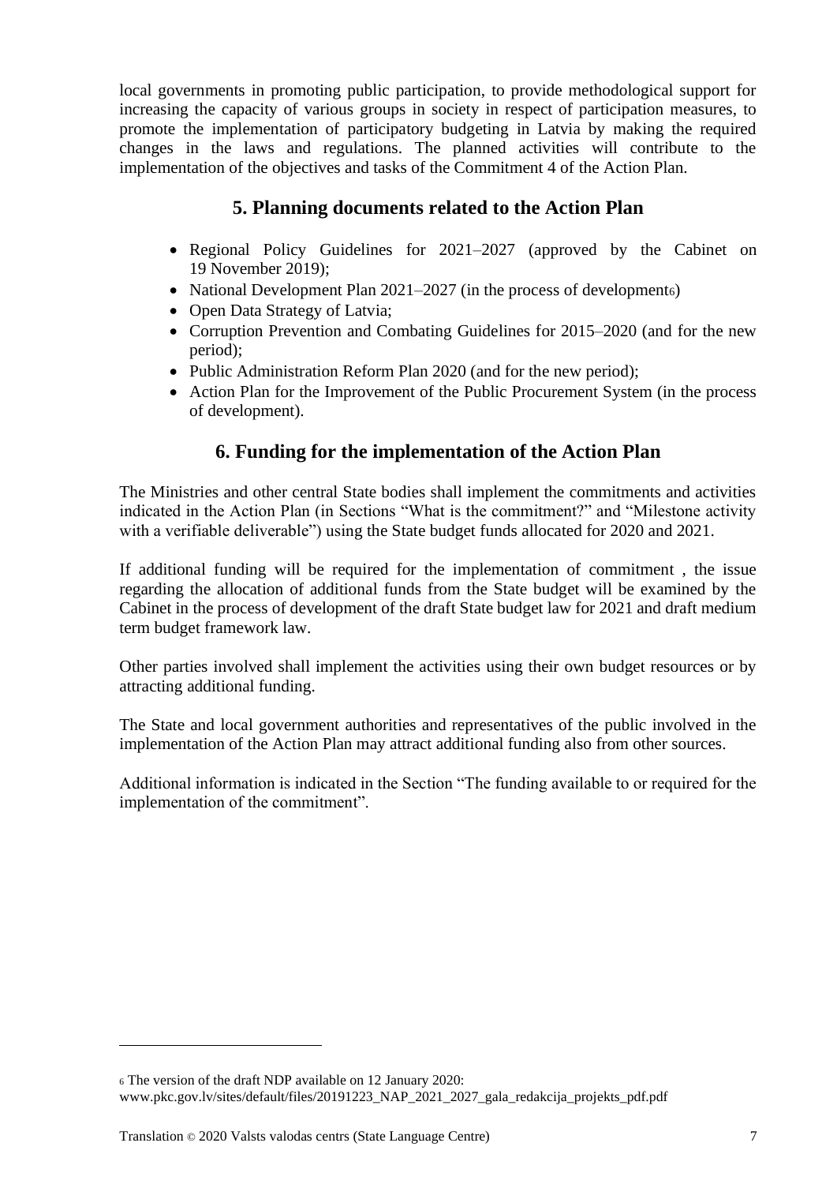local governments in promoting public participation, to provide methodological support for increasing the capacity of various groups in society in respect of participation measures, to promote the implementation of participatory budgeting in Latvia by making the required changes in the laws and regulations. The planned activities will contribute to the implementation of the objectives and tasks of the Commitment 4 of the Action Plan.

## 5. Planning documents related to the Action Plan

- Regional Policy Guidelines for 2021–2027 (approved by the Cabinet on 19 November 2019);
- National Development Plan 2021–2027 (in the process of development[6])
- Open Data Strategy of Latvia;
- Corruption Prevention and Combating Guidelines for 2015–2020 (and for the new period);
- Public Administration Reform Plan 2020 (and for the new period);
- Action Plan for the Improvement of the Public Procurement System (in the process of development).

## 6. Funding for the implementation of the Action Plan

The Ministries and other central State bodies shall implement the commitments and activities indicated in the Action Plan (in Sections "What is the commitment?" and "Milestone activity with a verifiable deliverable") using the State budget funds allocated for 2020 and 2021.

If additional funding will be required for the implementation of commitment , the issue regarding the allocation of additional funds from the State budget will be examined by the Cabinet in the process of development of the draft State budget law for 2021 and draft medium term budget framework law.

Other parties involved shall implement the activities using their own budget resources or by attracting additional funding.

The State and local government authorities and representatives of the public involved in the implementation of the Action Plan may attract additional funding also from other sources.

Additional information is indicated in the Section "The funding available to or required for the implementation of the commitment".

---

[6] The version of the draft NDP available on 12 January 2020:
www.pkc.gov.lv/sites/default/files/20191223_NAP_2021_2027_gala_redakcija_projekts_pdf.pdf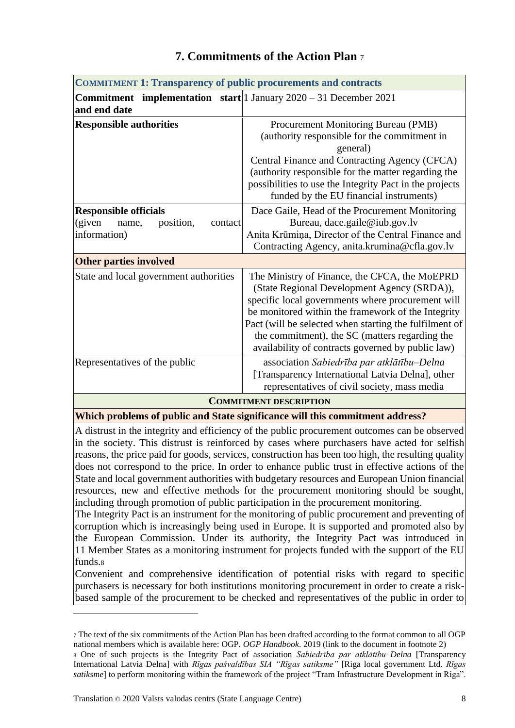## 7. Commitments of the Action Plan [7]

| **COMMITMENT 1: Transparency of public procurements and contracts** | |
|---|---|
| **Commitment implementation start and end date** | 1 January 2020 – 31 December 2021 |
| **Responsible authorities** | Procurement Monitoring Bureau (PMB) (authority responsible for the commitment in general)<br>Central Finance and Contracting Agency (CFCA) (authority responsible for the matter regarding the possibilities to use the Integrity Pact in the projects funded by the EU financial instruments) |
| **Responsible officials** (given name, position, contact information) | Dace Gaile, Head of the Procurement Monitoring Bureau, dace.gaile@iub.gov.lv<br>Anita Krūmiņa, Director of the Central Finance and Contracting Agency, anita.krumina@cfla.gov.lv |
| **Other parties involved** | |
| State and local government authorities | The Ministry of Finance, the CFCA, the MoEPRD (State Regional Development Agency (SRDA)), specific local governments where procurement will be monitored within the framework of the Integrity Pact (will be selected when starting the fulfilment of the commitment), the SC (matters regarding the availability of contracts governed by public law) |
| Representatives of the public | association *Sabiedrība par atklātību–Delna* [Transparency International Latvia Delna], other representatives of civil society, mass media |
| **COMMITMENT DESCRIPTION** | |
| **Which problems of public and State significance will this commitment address?** | |
| A distrust in the integrity and efficiency of the public procurement outcomes can be observed in the society. This distrust is reinforced by cases where purchasers have acted for selfish reasons, the price paid for goods, services, construction has been too high, the resulting quality does not correspond to the price. In order to enhance public trust in effective actions of the State and local government authorities with budgetary resources and European Union financial resources, new and effective methods for the procurement monitoring should be sought, including through promotion of public participation in the procurement monitoring.<br>The Integrity Pact is an instrument for the monitoring of public procurement and preventing of corruption which is increasingly being used in Europe. It is supported and promoted also by the European Commission. Under its authority, the Integrity Pact was introduced in 11 Member States as a monitoring instrument for projects funded with the support of the EU funds.[8]<br>Convenient and comprehensive identification of potential risks with regard to specific purchasers is necessary for both institutions monitoring procurement in order to create a risk-based sample of the procurement to be checked and representatives of the public in order to | |

[7] The text of the six commitments of the Action Plan has been drafted according to the format common to all OGP national members which is available here: OGP. *OGP Handbook*. 2019 (link to the document in footnote 2)

[8] One of such projects is the Integrity Pact of association *Sabiedrība par atklātību–Delna* [Transparency International Latvia Delna] with *Rīgas pašvaldības SIA "Rīgas satiksme"* [Riga local government Ltd. *Rīgas satiksme*] to perform monitoring within the framework of the project "Tram Infrastructure Development in Riga".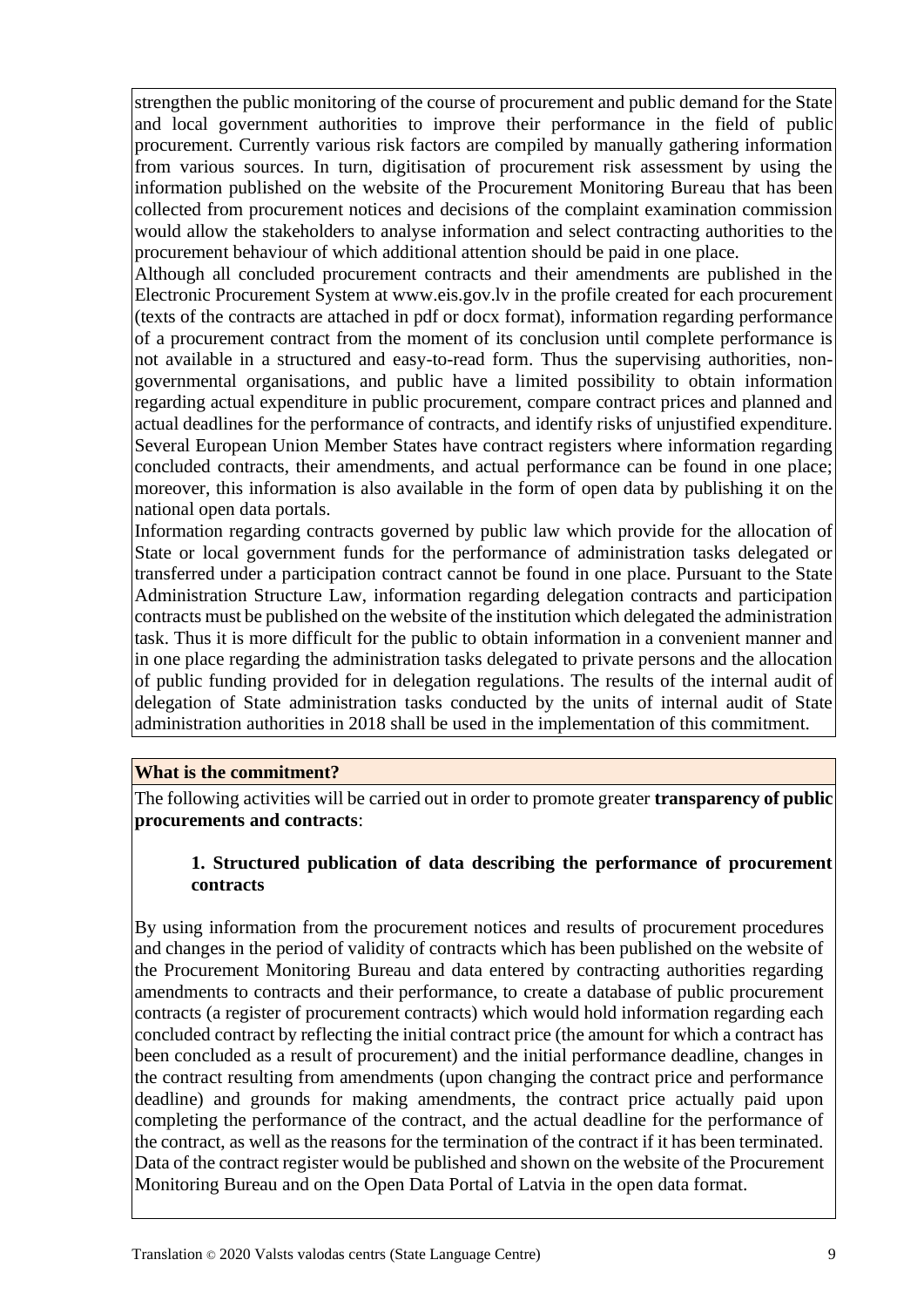strengthen the public monitoring of the course of procurement and public demand for the State and local government authorities to improve their performance in the field of public procurement. Currently various risk factors are compiled by manually gathering information from various sources. In turn, digitisation of procurement risk assessment by using the information published on the website of the Procurement Monitoring Bureau that has been collected from procurement notices and decisions of the complaint examination commission would allow the stakeholders to analyse information and select contracting authorities to the procurement behaviour of which additional attention should be paid in one place.

Although all concluded procurement contracts and their amendments are published in the Electronic Procurement System at www.eis.gov.lv in the profile created for each procurement (texts of the contracts are attached in pdf or docx format), information regarding performance of a procurement contract from the moment of its conclusion until complete performance is not available in a structured and easy-to-read form. Thus the supervising authorities, non-governmental organisations, and public have a limited possibility to obtain information regarding actual expenditure in public procurement, compare contract prices and planned and actual deadlines for the performance of contracts, and identify risks of unjustified expenditure. Several European Union Member States have contract registers where information regarding concluded contracts, their amendments, and actual performance can be found in one place; moreover, this information is also available in the form of open data by publishing it on the national open data portals.

Information regarding contracts governed by public law which provide for the allocation of State or local government funds for the performance of administration tasks delegated or transferred under a participation contract cannot be found in one place. Pursuant to the State Administration Structure Law, information regarding delegation contracts and participation contracts must be published on the website of the institution which delegated the administration task. Thus it is more difficult for the public to obtain information in a convenient manner and in one place regarding the administration tasks delegated to private persons and the allocation of public funding provided for in delegation regulations. The results of the internal audit of delegation of State administration tasks conducted by the units of internal audit of State administration authorities in 2018 shall be used in the implementation of this commitment.

**What is the commitment?**

The following activities will be carried out in order to promote greater **transparency of public procurements and contracts**:

**1. Structured publication of data describing the performance of procurement contracts**

By using information from the procurement notices and results of procurement procedures and changes in the period of validity of contracts which has been published on the website of the Procurement Monitoring Bureau and data entered by contracting authorities regarding amendments to contracts and their performance, to create a database of public procurement contracts (a register of procurement contracts) which would hold information regarding each concluded contract by reflecting the initial contract price (the amount for which a contract has been concluded as a result of procurement) and the initial performance deadline, changes in the contract resulting from amendments (upon changing the contract price and performance deadline) and grounds for making amendments, the contract price actually paid upon completing the performance of the contract, and the actual deadline for the performance of the contract, as well as the reasons for the termination of the contract if it has been terminated. Data of the contract register would be published and shown on the website of the Procurement Monitoring Bureau and on the Open Data Portal of Latvia in the open data format.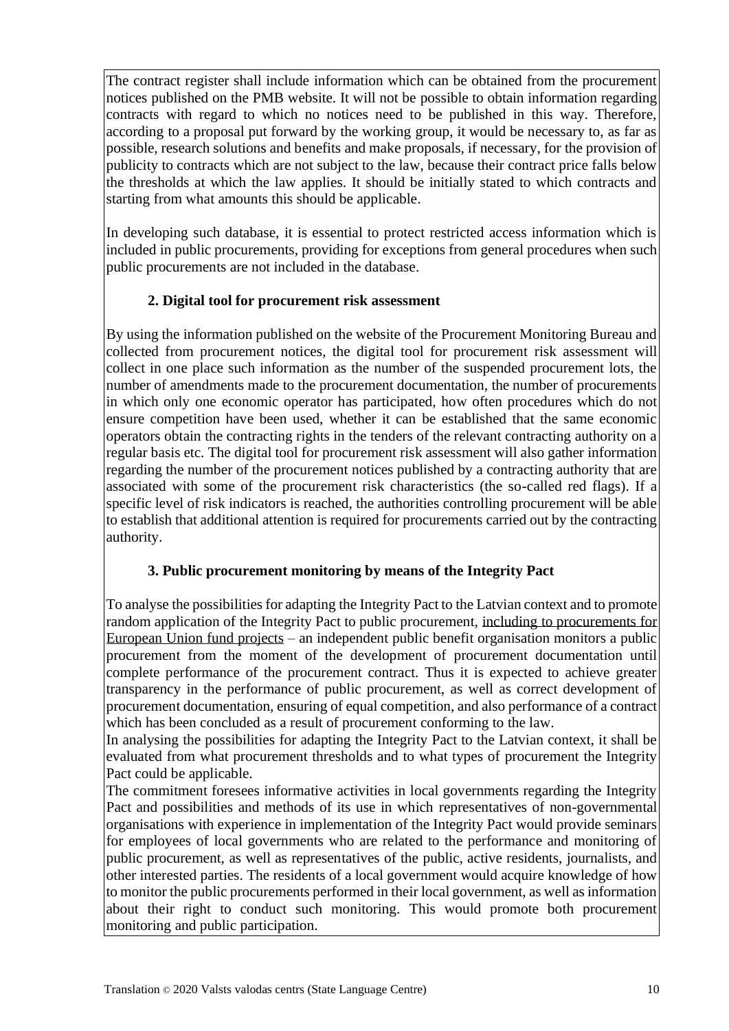The contract register shall include information which can be obtained from the procurement notices published on the PMB website. It will not be possible to obtain information regarding contracts with regard to which no notices need to be published in this way. Therefore, according to a proposal put forward by the working group, it would be necessary to, as far as possible, research solutions and benefits and make proposals, if necessary, for the provision of publicity to contracts which are not subject to the law, because their contract price falls below the thresholds at which the law applies. It should be initially stated to which contracts and starting from what amounts this should be applicable.

In developing such database, it is essential to protect restricted access information which is included in public procurements, providing for exceptions from general procedures when such public procurements are not included in the database.

### 2. Digital tool for procurement risk assessment

By using the information published on the website of the Procurement Monitoring Bureau and collected from procurement notices, the digital tool for procurement risk assessment will collect in one place such information as the number of the suspended procurement lots, the number of amendments made to the procurement documentation, the number of procurements in which only one economic operator has participated, how often procedures which do not ensure competition have been used, whether it can be established that the same economic operators obtain the contracting rights in the tenders of the relevant contracting authority on a regular basis etc. The digital tool for procurement risk assessment will also gather information regarding the number of the procurement notices published by a contracting authority that are associated with some of the procurement risk characteristics (the so-called red flags). If a specific level of risk indicators is reached, the authorities controlling procurement will be able to establish that additional attention is required for procurements carried out by the contracting authority.

### 3. Public procurement monitoring by means of the Integrity Pact

To analyse the possibilities for adapting the Integrity Pact to the Latvian context and to promote random application of the Integrity Pact to public procurement, including to procurements for European Union fund projects – an independent public benefit organisation monitors a public procurement from the moment of the development of procurement documentation until complete performance of the procurement contract. Thus it is expected to achieve greater transparency in the performance of public procurement, as well as correct development of procurement documentation, ensuring of equal competition, and also performance of a contract which has been concluded as a result of procurement conforming to the law.

In analysing the possibilities for adapting the Integrity Pact to the Latvian context, it shall be evaluated from what procurement thresholds and to what types of procurement the Integrity Pact could be applicable.

The commitment foresees informative activities in local governments regarding the Integrity Pact and possibilities and methods of its use in which representatives of non-governmental organisations with experience in implementation of the Integrity Pact would provide seminars for employees of local governments who are related to the performance and monitoring of public procurement, as well as representatives of the public, active residents, journalists, and other interested parties. The residents of a local government would acquire knowledge of how to monitor the public procurements performed in their local government, as well as information about their right to conduct such monitoring. This would promote both procurement monitoring and public participation.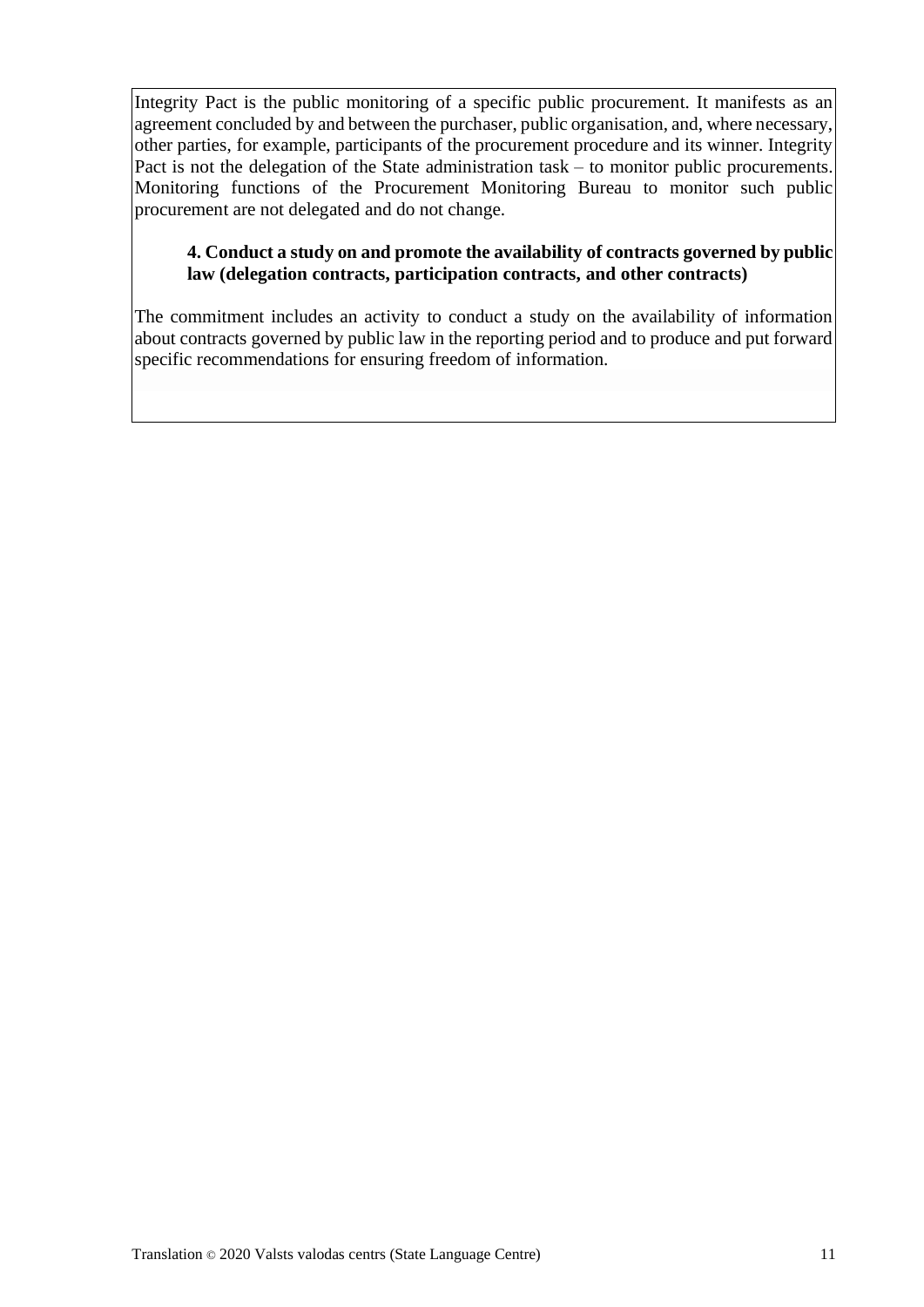Integrity Pact is the public monitoring of a specific public procurement. It manifests as an agreement concluded by and between the purchaser, public organisation, and, where necessary, other parties, for example, participants of the procurement procedure and its winner. Integrity Pact is not the delegation of the State administration task – to monitor public procurements. Monitoring functions of the Procurement Monitoring Bureau to monitor such public procurement are not delegated and do not change.

**4. Conduct a study on and promote the availability of contracts governed by public law (delegation contracts, participation contracts, and other contracts)**

The commitment includes an activity to conduct a study on the availability of information about contracts governed by public law in the reporting period and to produce and put forward specific recommendations for ensuring freedom of information.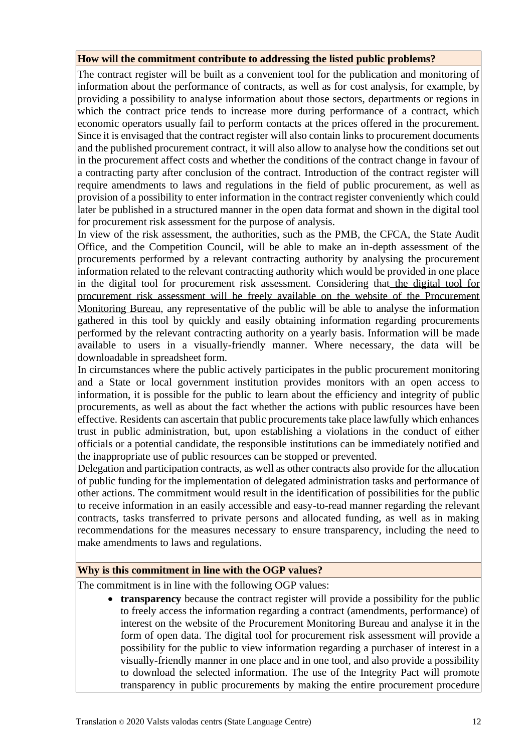**How will the commitment contribute to addressing the listed public problems?**

The contract register will be built as a convenient tool for the publication and monitoring of information about the performance of contracts, as well as for cost analysis, for example, by providing a possibility to analyse information about those sectors, departments or regions in which the contract price tends to increase more during performance of a contract, which economic operators usually fail to perform contacts at the prices offered in the procurement. Since it is envisaged that the contract register will also contain links to procurement documents and the published procurement contract, it will also allow to analyse how the conditions set out in the procurement affect costs and whether the conditions of the contract change in favour of a contracting party after conclusion of the contract. Introduction of the contract register will require amendments to laws and regulations in the field of public procurement, as well as provision of a possibility to enter information in the contract register conveniently which could later be published in a structured manner in the open data format and shown in the digital tool for procurement risk assessment for the purpose of analysis.

In view of the risk assessment, the authorities, such as the PMB, the CFCA, the State Audit Office, and the Competition Council, will be able to make an in-depth assessment of the procurements performed by a relevant contracting authority by analysing the procurement information related to the relevant contracting authority which would be provided in one place in the digital tool for procurement risk assessment. Considering that the digital tool for procurement risk assessment will be freely available on the website of the Procurement Monitoring Bureau, any representative of the public will be able to analyse the information gathered in this tool by quickly and easily obtaining information regarding procurements performed by the relevant contracting authority on a yearly basis. Information will be made available to users in a visually-friendly manner. Where necessary, the data will be downloadable in spreadsheet form.

In circumstances where the public actively participates in the public procurement monitoring and a State or local government institution provides monitors with an open access to information, it is possible for the public to learn about the efficiency and integrity of public procurements, as well as about the fact whether the actions with public resources have been effective. Residents can ascertain that public procurements take place lawfully which enhances trust in public administration, but, upon establishing a violations in the conduct of either officials or a potential candidate, the responsible institutions can be immediately notified and the inappropriate use of public resources can be stopped or prevented.

Delegation and participation contracts, as well as other contracts also provide for the allocation of public funding for the implementation of delegated administration tasks and performance of other actions. The commitment would result in the identification of possibilities for the public to receive information in an easily accessible and easy-to-read manner regarding the relevant contracts, tasks transferred to private persons and allocated funding, as well as in making recommendations for the measures necessary to ensure transparency, including the need to make amendments to laws and regulations.

**Why is this commitment in line with the OGP values?**

The commitment is in line with the following OGP values:

- **transparency** because the contract register will provide a possibility for the public to freely access the information regarding a contract (amendments, performance) of interest on the website of the Procurement Monitoring Bureau and analyse it in the form of open data. The digital tool for procurement risk assessment will provide a possibility for the public to view information regarding a purchaser of interest in a visually-friendly manner in one place and in one tool, and also provide a possibility to download the selected information. The use of the Integrity Pact will promote transparency in public procurements by making the entire procurement procedure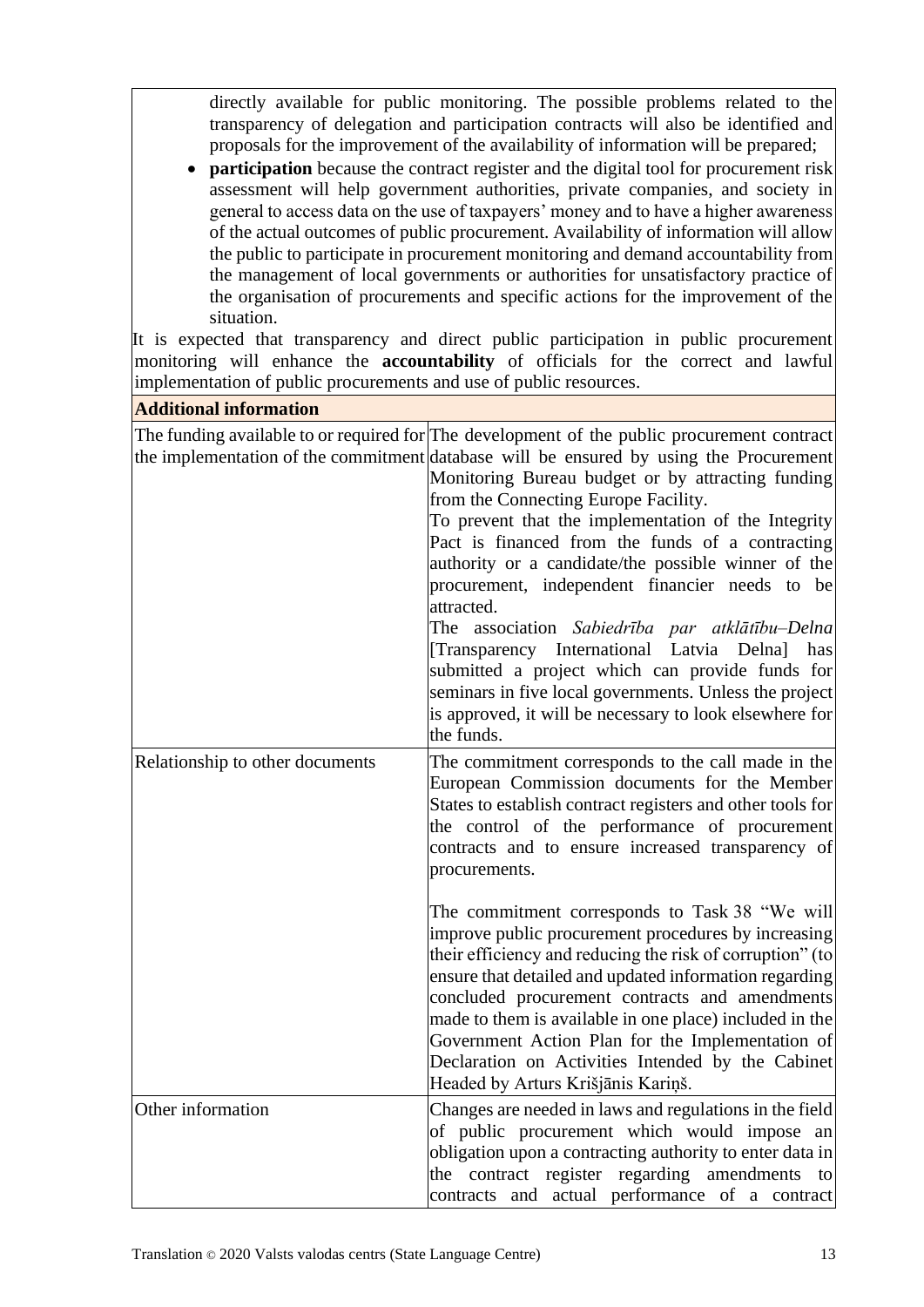directly available for public monitoring. The possible problems related to the transparency of delegation and participation contracts will also be identified and proposals for the improvement of the availability of information will be prepared;

- **participation** because the contract register and the digital tool for procurement risk assessment will help government authorities, private companies, and society in general to access data on the use of taxpayers' money and to have a higher awareness of the actual outcomes of public procurement. Availability of information will allow the public to participate in procurement monitoring and demand accountability from the management of local governments or authorities for unsatisfactory practice of the organisation of procurements and specific actions for the improvement of the situation.

It is expected that transparency and direct public participation in public procurement monitoring will enhance the **accountability** of officials for the correct and lawful implementation of public procurements and use of public resources.

| **Additional information** | |
|---|---|
| The funding available to or required for the implementation of the commitment | The development of the public procurement contract database will be ensured by using the Procurement Monitoring Bureau budget or by attracting funding from the Connecting Europe Facility.<br>To prevent that the implementation of the Integrity Pact is financed from the funds of a contracting authority or a candidate/the possible winner of the procurement, independent financier needs to be attracted.<br>The association *Sabiedrība par atklātību–Delna* [Transparency International Latvia Delna] has submitted a project which can provide funds for seminars in five local governments. Unless the project is approved, it will be necessary to look elsewhere for the funds. |
| Relationship to other documents | The commitment corresponds to the call made in the European Commission documents for the Member States to establish contract registers and other tools for the control of the performance of procurement contracts and to ensure increased transparency of procurements.<br><br>The commitment corresponds to Task 38 "We will improve public procurement procedures by increasing their efficiency and reducing the risk of corruption" (to ensure that detailed and updated information regarding concluded procurement contracts and amendments made to them is available in one place) included in the Government Action Plan for the Implementation of Declaration on Activities Intended by the Cabinet Headed by Arturs Krišjānis Kariņš. |
| Other information | Changes are needed in laws and regulations in the field of public procurement which would impose an obligation upon a contracting authority to enter data in the contract register regarding amendments to contracts and actual performance of a contract |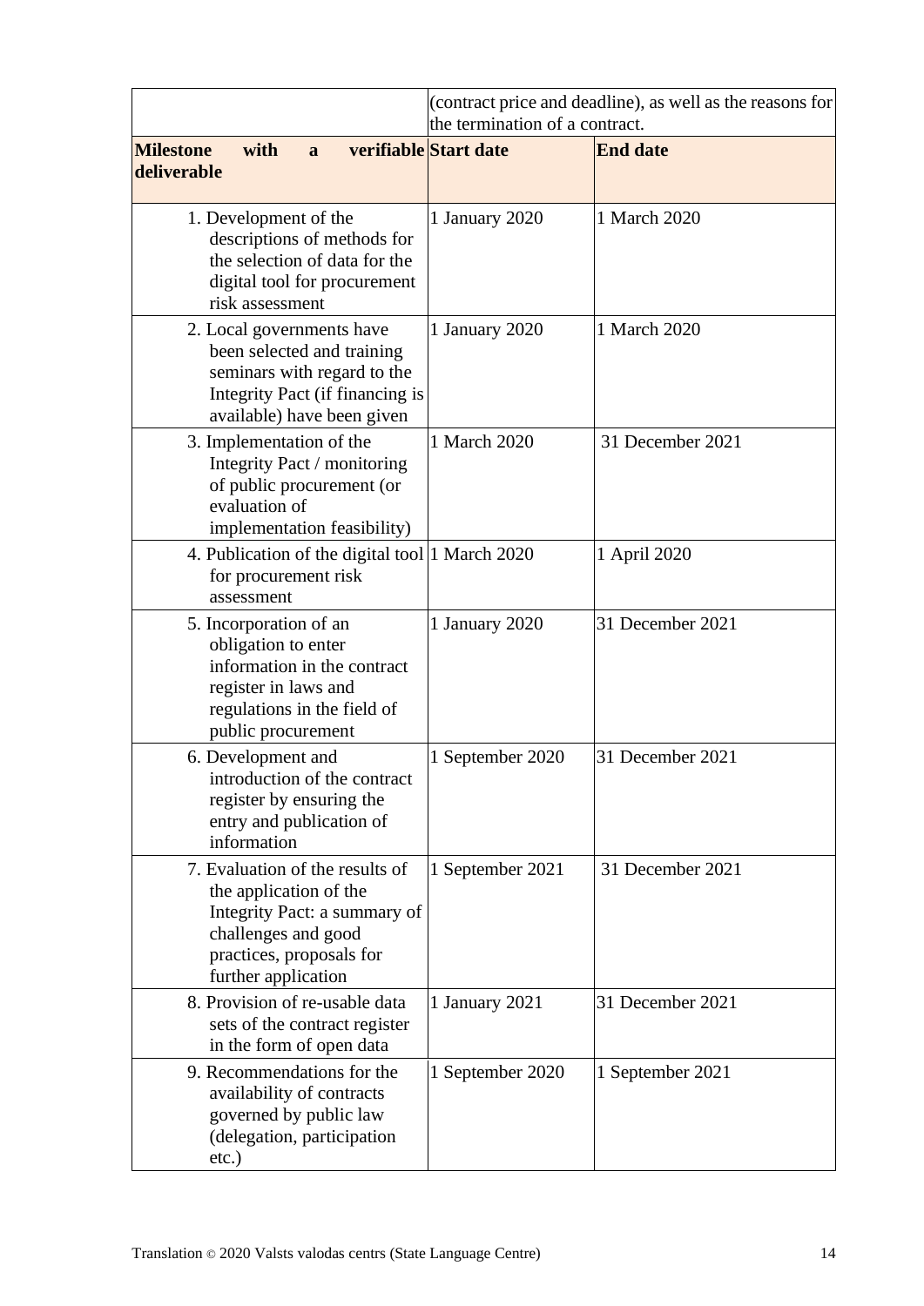| | (contract price and deadline), as well as the reasons for the termination of a contract. | |
|---|---|---|
| **Milestone with a verifiable deliverable** | **Start date** | **End date** |
| 1. Development of the descriptions of methods for the selection of data for the digital tool for procurement risk assessment | 1 January 2020 | 1 March 2020 |
| 2. Local governments have been selected and training seminars with regard to the Integrity Pact (if financing is available) have been given | 1 January 2020 | 1 March 2020 |
| 3. Implementation of the Integrity Pact / monitoring of public procurement (or evaluation of implementation feasibility) | 1 March 2020 | 31 December 2021 |
| 4. Publication of the digital tool for procurement risk assessment | 1 March 2020 | 1 April 2020 |
| 5. Incorporation of an obligation to enter information in the contract register in laws and regulations in the field of public procurement | 1 January 2020 | 31 December 2021 |
| 6. Development and introduction of the contract register by ensuring the entry and publication of information | 1 September 2020 | 31 December 2021 |
| 7. Evaluation of the results of the application of the Integrity Pact: a summary of challenges and good practices, proposals for further application | 1 September 2021 | 31 December 2021 |
| 8. Provision of re-usable data sets of the contract register in the form of open data | 1 January 2021 | 31 December 2021 |
| 9. Recommendations for the availability of contracts governed by public law (delegation, participation etc.) | 1 September 2020 | 1 September 2021 |

Translation © 2020 Valsts valodas centrs (State Language Centre)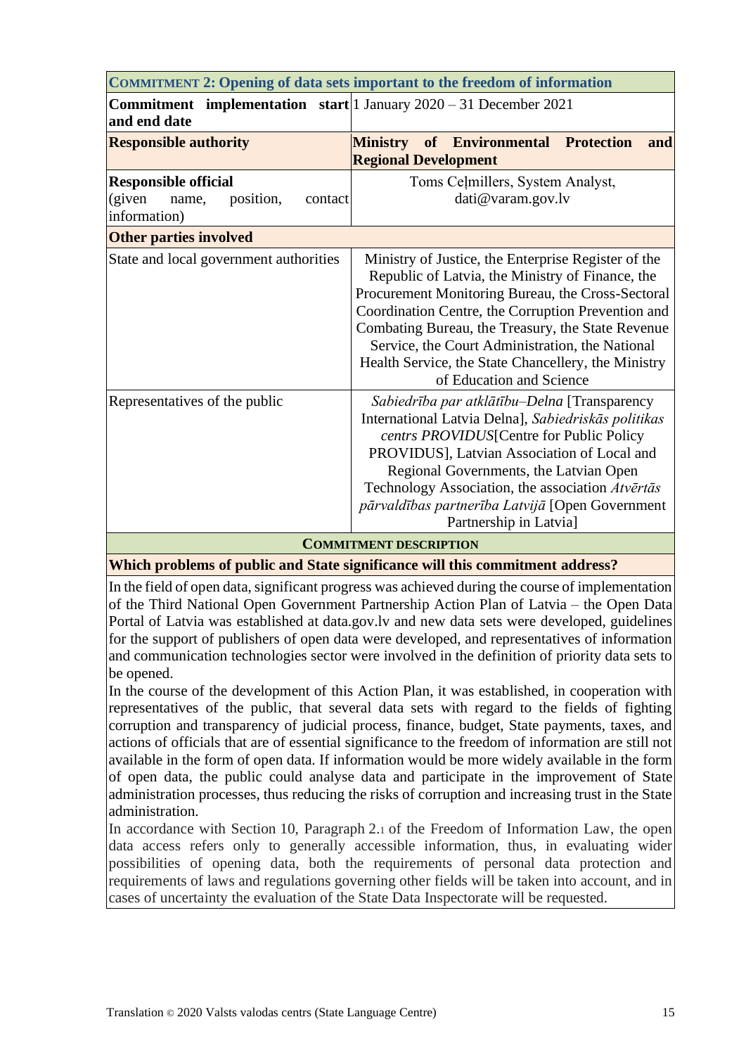| **COMMITMENT 2: Opening of data sets important to the freedom of information** | |
|---|---|
| **Commitment implementation start and end date** | 1 January 2020 – 31 December 2021 |
| **Responsible authority** | **Ministry of Environmental Protection and Regional Development** |
| **Responsible official** (given name, position, contact information) | Toms Ceļmillers, System Analyst, dati@varam.gov.lv |
| **Other parties involved** | |
| State and local government authorities | Ministry of Justice, the Enterprise Register of the Republic of Latvia, the Ministry of Finance, the Procurement Monitoring Bureau, the Cross-Sectoral Coordination Centre, the Corruption Prevention and Combating Bureau, the Treasury, the State Revenue Service, the Court Administration, the National Health Service, the State Chancellery, the Ministry of Education and Science |
| Representatives of the public | *Sabiedrība par atklātību–Delna* [Transparency International Latvia Delna], *Sabiedriskās politikas centrs PROVIDUS*[Centre for Public Policy PROVIDUS], Latvian Association of Local and Regional Governments, the Latvian Open Technology Association, the association *Atvērtās pārvaldības partnerība Latvijā* [Open Government Partnership in Latvia] |

**COMMITMENT DESCRIPTION**

**Which problems of public and State significance will this commitment address?**

In the field of open data, significant progress was achieved during the course of implementation of the Third National Open Government Partnership Action Plan of Latvia – the Open Data Portal of Latvia was established at data.gov.lv and new data sets were developed, guidelines for the support of publishers of open data were developed, and representatives of information and communication technologies sector were involved in the definition of priority data sets to be opened.

In the course of the development of this Action Plan, it was established, in cooperation with representatives of the public, that several data sets with regard to the fields of fighting corruption and transparency of judicial process, finance, budget, State payments, taxes, and actions of officials that are of essential significance to the freedom of information are still not available in the form of open data. If information would be more widely available in the form of open data, the public could analyse data and participate in the improvement of State administration processes, thus reducing the risks of corruption and increasing trust in the State administration.

In accordance with Section 10, Paragraph 2.1 of the Freedom of Information Law, the open data access refers only to generally accessible information, thus, in evaluating wider possibilities of opening data, both the requirements of personal data protection and requirements of laws and regulations governing other fields will be taken into account, and in cases of uncertainty the evaluation of the State Data Inspectorate will be requested.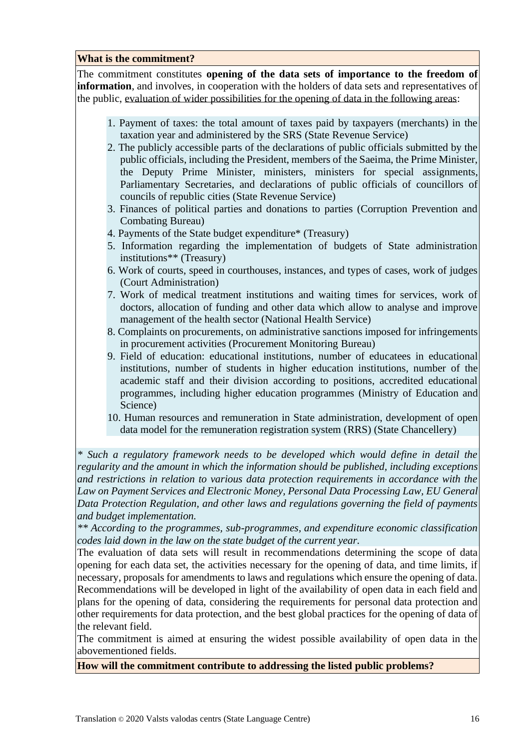**What is the commitment?**

The commitment constitutes **opening of the data sets of importance to the freedom of information**, and involves, in cooperation with the holders of data sets and representatives of the public, evaluation of wider possibilities for the opening of data in the following areas:

1. Payment of taxes: the total amount of taxes paid by taxpayers (merchants) in the taxation year and administered by the SRS (State Revenue Service)
2. The publicly accessible parts of the declarations of public officials submitted by the public officials, including the President, members of the Saeima, the Prime Minister, the Deputy Prime Minister, ministers, ministers for special assignments, Parliamentary Secretaries, and declarations of public officials of councillors of councils of republic cities (State Revenue Service)
3. Finances of political parties and donations to parties (Corruption Prevention and Combating Bureau)
4. Payments of the State budget expenditure* (Treasury)
5. Information regarding the implementation of budgets of State administration institutions** (Treasury)
6. Work of courts, speed in courthouses, instances, and types of cases, work of judges (Court Administration)
7. Work of medical treatment institutions and waiting times for services, work of doctors, allocation of funding and other data which allow to analyse and improve management of the health sector (National Health Service)
8. Complaints on procurements, on administrative sanctions imposed for infringements in procurement activities (Procurement Monitoring Bureau)
9. Field of education: educational institutions, number of educatees in educational institutions, number of students in higher education institutions, number of the academic staff and their division according to positions, accredited educational programmes, including higher education programmes (Ministry of Education and Science)
10. Human resources and remuneration in State administration, development of open data model for the remuneration registration system (RRS) (State Chancellery)

*\* Such a regulatory framework needs to be developed which would define in detail the regularity and the amount in which the information should be published, including exceptions and restrictions in relation to various data protection requirements in accordance with the Law on Payment Services and Electronic Money, Personal Data Processing Law, EU General Data Protection Regulation, and other laws and regulations governing the field of payments and budget implementation.*

*\*\* According to the programmes, sub-programmes, and expenditure economic classification codes laid down in the law on the state budget of the current year.*

The evaluation of data sets will result in recommendations determining the scope of data opening for each data set, the activities necessary for the opening of data, and time limits, if necessary, proposals for amendments to laws and regulations which ensure the opening of data. Recommendations will be developed in light of the availability of open data in each field and plans for the opening of data, considering the requirements for personal data protection and other requirements for data protection, and the best global practices for the opening of data of the relevant field.

The commitment is aimed at ensuring the widest possible availability of open data in the abovementioned fields.

**How will the commitment contribute to addressing the listed public problems?**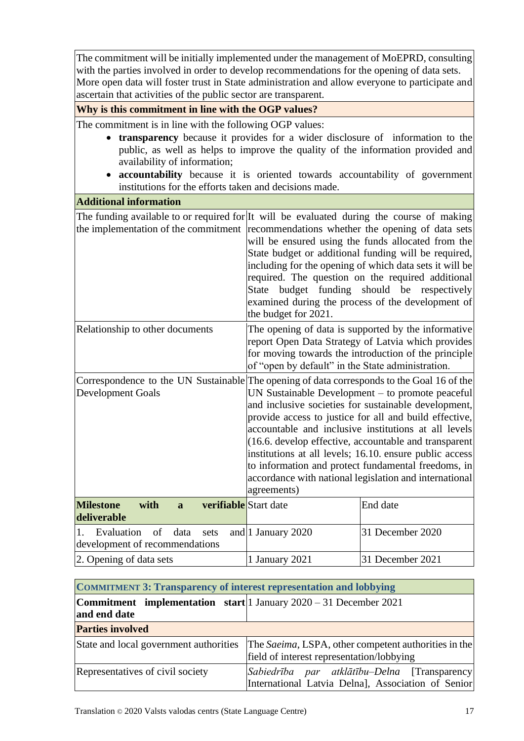The commitment will be initially implemented under the management of MoEPRD, consulting with the parties involved in order to develop recommendations for the opening of data sets. More open data will foster trust in State administration and allow everyone to participate and ascertain that activities of the public sector are transparent.

**Why is this commitment in line with the OGP values?**

The commitment is in line with the following OGP values:

- **transparency** because it provides for a wider disclosure of information to the public, as well as helps to improve the quality of the information provided and availability of information;
- **accountability** because it is oriented towards accountability of government institutions for the efforts taken and decisions made.

**Additional information**

| | | |
|---|---|---|
| The funding available to or required for the implementation of the commitment | It will be evaluated during the course of making recommendations whether the opening of data sets will be ensured using the funds allocated from the State budget or additional funding will be required, including for the opening of which data sets it will be required. The question on the required additional State budget funding should be respectively examined during the process of the development of the budget for 2021. | |
| Relationship to other documents | The opening of data is supported by the informative report Open Data Strategy of Latvia which provides for moving towards the introduction of the principle of "open by default" in the State administration. | |
| Correspondence to the UN Sustainable Development Goals | The opening of data corresponds to the Goal 16 of the UN Sustainable Development – to promote peaceful and inclusive societies for sustainable development, provide access to justice for all and build effective, accountable and inclusive institutions at all levels (16.6. develop effective, accountable and transparent institutions at all levels; 16.10. ensure public access to information and protect fundamental freedoms, in accordance with national legislation and international agreements) | |
| **Milestone with a verifiable deliverable** | Start date | End date |
| 1. Evaluation of data sets and development of recommendations | 1 January 2020 | 31 December 2020 |
| 2. Opening of data sets | 1 January 2021 | 31 December 2021 |

| **COMMITMENT 3: Transparency of interest representation and lobbying** | |
|---|---|
| **Commitment implementation start and end date** | 1 January 2020 – 31 December 2021 |
| **Parties involved** | |
| State and local government authorities | The *Saeima*, LSPA, other competent authorities in the field of interest representation/lobbying |
| Representatives of civil society | *Sabiedrība par atklātību–Delna* [Transparency International Latvia Delna], Association of Senior |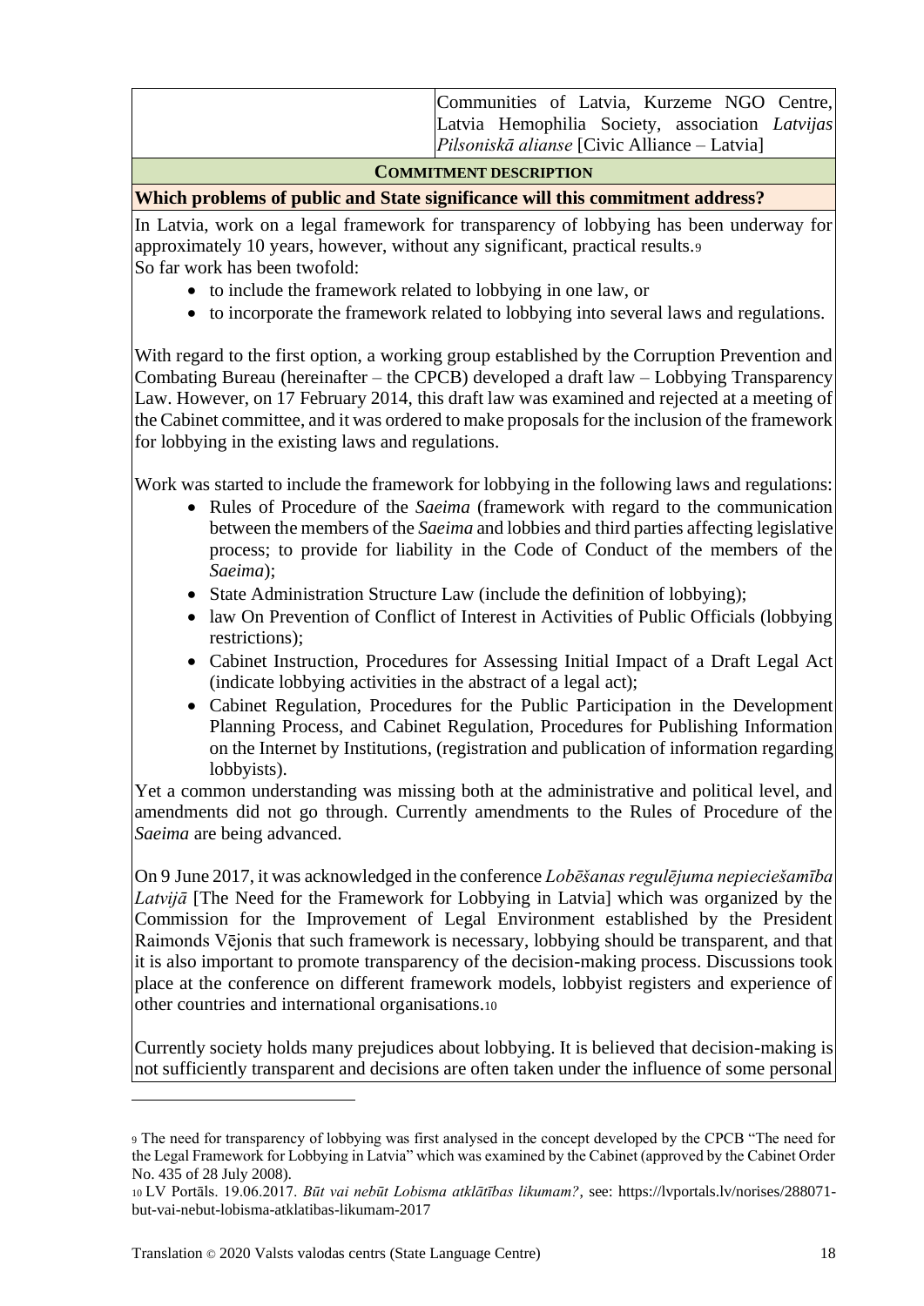| | Communities of Latvia, Kurzeme NGO Centre, Latvia Hemophilia Society, association *Latvijas Pilsoniskā alianse* [Civic Alliance – Latvia] |
|---|---|

**COMMITMENT DESCRIPTION**

**Which problems of public and State significance will this commitment address?**

In Latvia, work on a legal framework for transparency of lobbying has been underway for approximately 10 years, however, without any significant, practical results.[9]
So far work has been twofold:

- to include the framework related to lobbying in one law, or
- to incorporate the framework related to lobbying into several laws and regulations.

With regard to the first option, a working group established by the Corruption Prevention and Combating Bureau (hereinafter – the CPCB) developed a draft law – Lobbying Transparency Law. However, on 17 February 2014, this draft law was examined and rejected at a meeting of the Cabinet committee, and it was ordered to make proposals for the inclusion of the framework for lobbying in the existing laws and regulations.

Work was started to include the framework for lobbying in the following laws and regulations:

- Rules of Procedure of the *Saeima* (framework with regard to the communication between the members of the *Saeima* and lobbies and third parties affecting legislative process; to provide for liability in the Code of Conduct of the members of the *Saeima*);
- State Administration Structure Law (include the definition of lobbying);
- law On Prevention of Conflict of Interest in Activities of Public Officials (lobbying restrictions);
- Cabinet Instruction, Procedures for Assessing Initial Impact of a Draft Legal Act (indicate lobbying activities in the abstract of a legal act);
- Cabinet Regulation, Procedures for the Public Participation in the Development Planning Process, and Cabinet Regulation, Procedures for Publishing Information on the Internet by Institutions, (registration and publication of information regarding lobbyists).

Yet a common understanding was missing both at the administrative and political level, and amendments did not go through. Currently amendments to the Rules of Procedure of the *Saeima* are being advanced.

On 9 June 2017, it was acknowledged in the conference *Lobēšanas regulējuma nepieciešamība Latvijā* [The Need for the Framework for Lobbying in Latvia] which was organized by the Commission for the Improvement of Legal Environment established by the President Raimonds Vējonis that such framework is necessary, lobbying should be transparent, and that it is also important to promote transparency of the decision-making process. Discussions took place at the conference on different framework models, lobbyist registers and experience of other countries and international organisations.[10]

Currently society holds many prejudices about lobbying. It is believed that decision-making is not sufficiently transparent and decisions are often taken under the influence of some personal

---

[9] The need for transparency of lobbying was first analysed in the concept developed by the CPCB "The need for the Legal Framework for Lobbying in Latvia" which was examined by the Cabinet (approved by the Cabinet Order No. 435 of 28 July 2008).

[10] LV Portāls. 19.06.2017. *Būt vai nebūt Lobisma atklātības likumam?*, see: https://lvportals.lv/norises/288071-but-vai-nebut-lobisma-atklatibas-likumam-2017

Translation © 2020 Valsts valodas centrs (State Language Centre)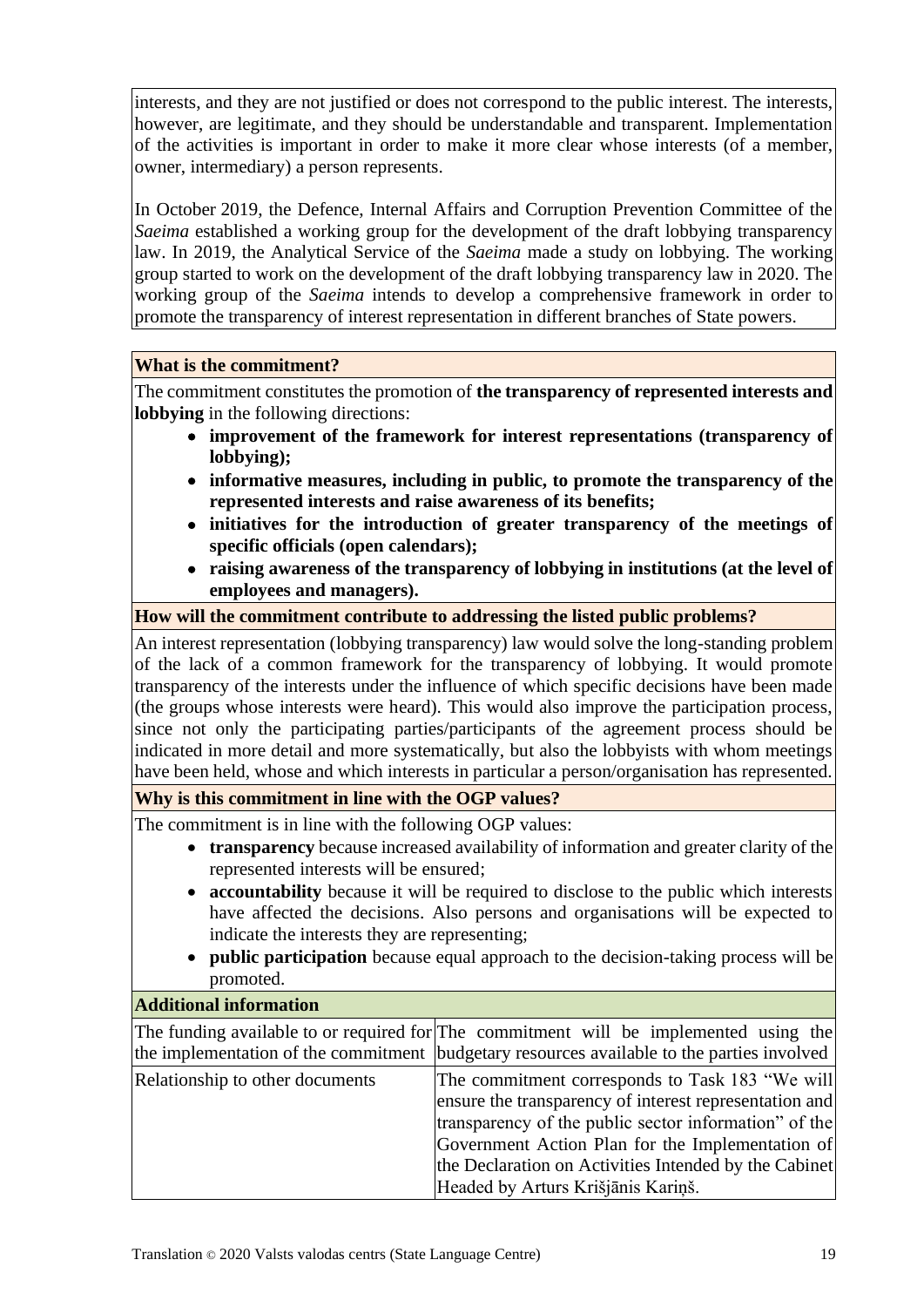interests, and they are not justified or does not correspond to the public interest. The interests, however, are legitimate, and they should be understandable and transparent. Implementation of the activities is important in order to make it more clear whose interests (of a member, owner, intermediary) a person represents.

In October 2019, the Defence, Internal Affairs and Corruption Prevention Committee of the *Saeima* established a working group for the development of the draft lobbying transparency law. In 2019, the Analytical Service of the *Saeima* made a study on lobbying. The working group started to work on the development of the draft lobbying transparency law in 2020. The working group of the *Saeima* intends to develop a comprehensive framework in order to promote the transparency of interest representation in different branches of State powers.

**What is the commitment?**

The commitment constitutes the promotion of **the transparency of represented interests and lobbying** in the following directions:

- **improvement of the framework for interest representations (transparency of lobbying);**
- **informative measures, including in public, to promote the transparency of the represented interests and raise awareness of its benefits;**
- **initiatives for the introduction of greater transparency of the meetings of specific officials (open calendars);**
- **raising awareness of the transparency of lobbying in institutions (at the level of employees and managers).**

**How will the commitment contribute to addressing the listed public problems?**

An interest representation (lobbying transparency) law would solve the long-standing problem of the lack of a common framework for the transparency of lobbying. It would promote transparency of the interests under the influence of which specific decisions have been made (the groups whose interests were heard). This would also improve the participation process, since not only the participating parties/participants of the agreement process should be indicated in more detail and more systematically, but also the lobbyists with whom meetings have been held, whose and which interests in particular a person/organisation has represented.

**Why is this commitment in line with the OGP values?**

The commitment is in line with the following OGP values:

- **transparency** because increased availability of information and greater clarity of the represented interests will be ensured;
- **accountability** because it will be required to disclose to the public which interests have affected the decisions. Also persons and organisations will be expected to indicate the interests they are representing;
- **public participation** because equal approach to the decision-taking process will be promoted.

**Additional information**

| | |
|---|---|
| The funding available to or required for the implementation of the commitment | The commitment will be implemented using the budgetary resources available to the parties involved |
| Relationship to other documents | The commitment corresponds to Task 183 "We will ensure the transparency of interest representation and transparency of the public sector information" of the Government Action Plan for the Implementation of the Declaration on Activities Intended by the Cabinet Headed by Arturs Krišjānis Kariņš. |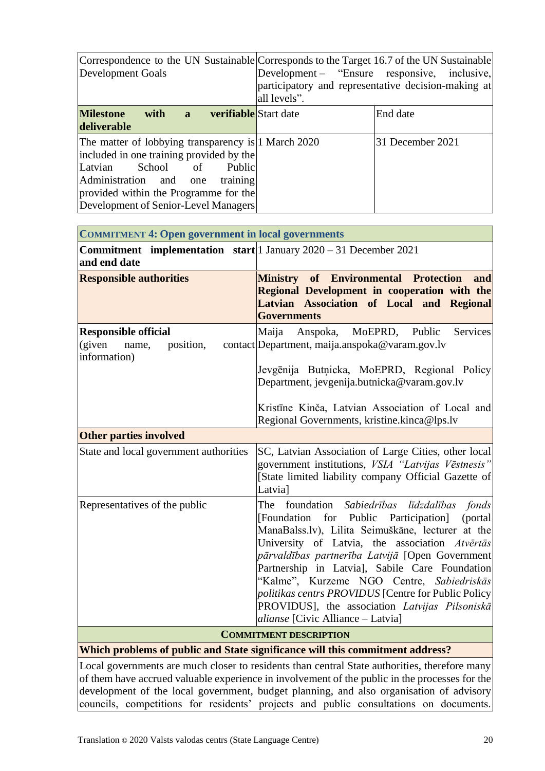| Correspondence to the UN Sustainable Development Goals | Corresponds to the Target 16.7 of the UN Sustainable Development – "Ensure responsive, inclusive, participatory and representative decision-making at all levels". | |
|---|---|---|
| **Milestone with a verifiable deliverable** | Start date | End date |
| The matter of lobbying transparency is included in one training provided by the Latvian School of Public Administration and one training provided within the Programme for the Development of Senior-Level Managers | 1 March 2020 | 31 December 2021 |

| **COMMITMENT 4: Open government in local governments** | |
|---|---|
| **Commitment implementation start and end date** | 1 January 2020 – 31 December 2021 |
| **Responsible authorities** | **Ministry of Environmental Protection and Regional Development in cooperation with the Latvian Association of Local and Regional Governments** |
| **Responsible official** (given name, position, contact information) | Maija Anspoka, MoEPRD, Public Services Department, maija.anspoka@varam.gov.lv<br><br>Jevgēnija Butņicka, MoEPRD, Regional Policy Department, jevgenija.butnicka@varam.gov.lv<br><br>Kristīne Kinča, Latvian Association of Local and Regional Governments, kristine.kinca@lps.lv |
| **Other parties involved** | |
| State and local government authorities | SC, Latvian Association of Large Cities, other local government institutions, *VSIA "Latvijas Vēstnesis"* [State limited liability company Official Gazette of Latvia] |
| Representatives of the public | The foundation *Sabiedrības līdzdalības fonds* [Foundation for Public Participation] (portal ManaBalss.lv), Lilita Seimuškāne, lecturer at the University of Latvia, the association *Atvērtās pārvaldības partnerība Latvijā* [Open Government Partnership in Latvia], Sabile Care Foundation "Kalme", Kurzeme NGO Centre, *Sabiedriskās politikas centrs PROVIDUS* [Centre for Public Policy PROVIDUS], the association *Latvijas Pilsoniskā alianse* [Civic Alliance – Latvia] |
| **COMMITMENT DESCRIPTION** | |
| **Which problems of public and State significance will this commitment address?** | |
| Local governments are much closer to residents than central State authorities, therefore many of them have accrued valuable experience in involvement of the public in the processes for the development of the local government, budget planning, and also organisation of advisory councils, competitions for residents' projects and public consultations on documents. | |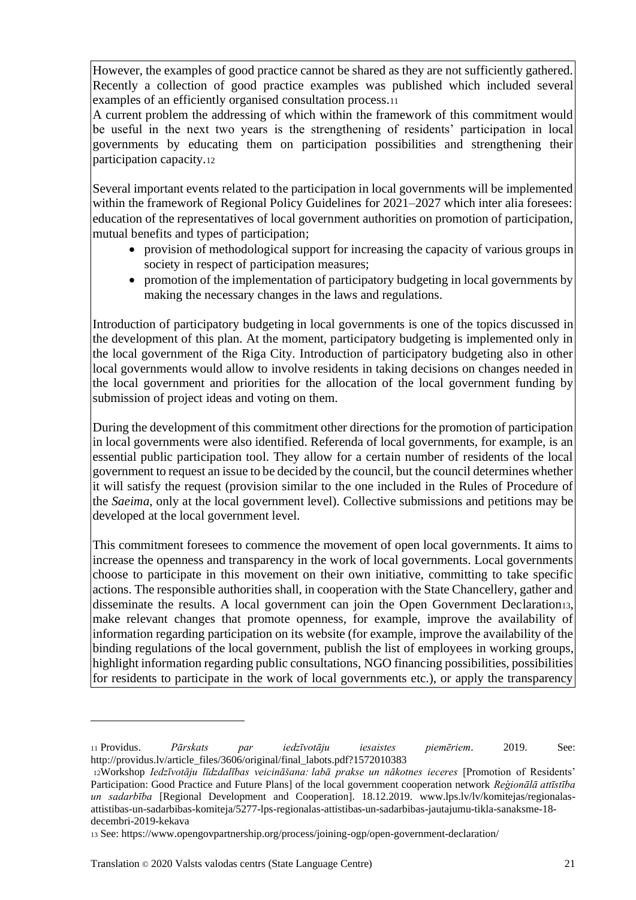However, the examples of good practice cannot be shared as they are not sufficiently gathered. Recently a collection of good practice examples was published which included several examples of an efficiently organised consultation process.[11]

A current problem the addressing of which within the framework of this commitment would be useful in the next two years is the strengthening of residents' participation in local governments by educating them on participation possibilities and strengthening their participation capacity.[12]

Several important events related to the participation in local governments will be implemented within the framework of Regional Policy Guidelines for 2021–2027 which inter alia foresees: education of the representatives of local government authorities on promotion of participation, mutual benefits and types of participation;

- provision of methodological support for increasing the capacity of various groups in society in respect of participation measures;
- promotion of the implementation of participatory budgeting in local governments by making the necessary changes in the laws and regulations.

Introduction of participatory budgeting in local governments is one of the topics discussed in the development of this plan. At the moment, participatory budgeting is implemented only in the local government of the Riga City. Introduction of participatory budgeting also in other local governments would allow to involve residents in taking decisions on changes needed in the local government and priorities for the allocation of the local government funding by submission of project ideas and voting on them.

During the development of this commitment other directions for the promotion of participation in local governments were also identified. Referenda of local governments, for example, is an essential public participation tool. They allow for a certain number of residents of the local government to request an issue to be decided by the council, but the council determines whether it will satisfy the request (provision similar to the one included in the Rules of Procedure of the *Saeima*, only at the local government level). Collective submissions and petitions may be developed at the local government level.

This commitment foresees to commence the movement of open local governments. It aims to increase the openness and transparency in the work of local governments. Local governments choose to participate in this movement on their own initiative, committing to take specific actions. The responsible authorities shall, in cooperation with the State Chancellery, gather and disseminate the results. A local government can join the Open Government Declaration[13], make relevant changes that promote openness, for example, improve the availability of information regarding participation on its website (for example, improve the availability of the binding regulations of the local government, publish the list of employees in working groups, highlight information regarding public consultations, NGO financing possibilities, possibilities for residents to participate in the work of local governments etc.), or apply the transparency

---

[11] Providus. *Pārskats par iedzīvotāju iesaistes piemēriem*. 2019. See: http://providus.lv/article_files/3606/original/final_labots.pdf?1572010383

[12] Workshop *Iedzīvotāju līdzdalības veicināšana: labā prakse un nākotnes ieceres* [Promotion of Residents' Participation: Good Practice and Future Plans] of the local government cooperation network *Reģionālā attīstība un sadarbība* [Regional Development and Cooperation]. 18.12.2019. www.lps.lv/lv/komitejas/regionalas-attistibas-un-sadarbibas-komiteja/5277-lps-regionalas-attistibas-un-sadarbibas-jautajumu-tikla-sanaksme-18-decembri-2019-kekava

[13] See: https://www.opengovpartnership.org/process/joining-ogp/open-government-declaration/

Translation © 2020 Valsts valodas centrs (State Language Centre)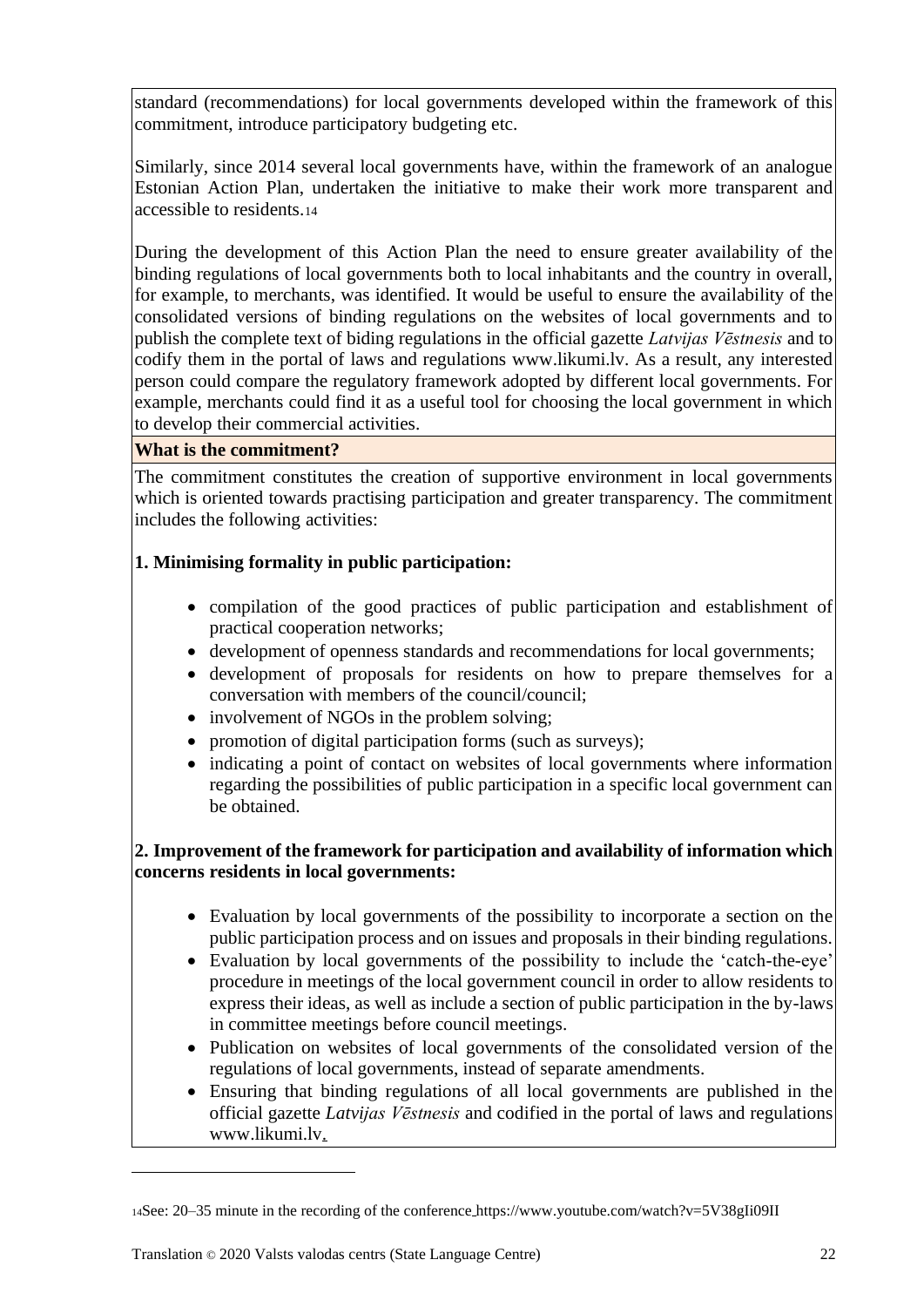standard (recommendations) for local governments developed within the framework of this commitment, introduce participatory budgeting etc.

Similarly, since 2014 several local governments have, within the framework of an analogue Estonian Action Plan, undertaken the initiative to make their work more transparent and accessible to residents.[14]

During the development of this Action Plan the need to ensure greater availability of the binding regulations of local governments both to local inhabitants and the country in overall, for example, to merchants, was identified. It would be useful to ensure the availability of the consolidated versions of binding regulations on the websites of local governments and to publish the complete text of biding regulations in the official gazette *Latvijas Vēstnesis* and to codify them in the portal of laws and regulations www.likumi.lv. As a result, any interested person could compare the regulatory framework adopted by different local governments. For example, merchants could find it as a useful tool for choosing the local government in which to develop their commercial activities.

**What is the commitment?**

The commitment constitutes the creation of supportive environment in local governments which is oriented towards practising participation and greater transparency. The commitment includes the following activities:

**1. Minimising formality in public participation:**

- compilation of the good practices of public participation and establishment of practical cooperation networks;
- development of openness standards and recommendations for local governments;
- development of proposals for residents on how to prepare themselves for a conversation with members of the council/council;
- involvement of NGOs in the problem solving;
- promotion of digital participation forms (such as surveys);
- indicating a point of contact on websites of local governments where information regarding the possibilities of public participation in a specific local government can be obtained.

**2. Improvement of the framework for participation and availability of information which concerns residents in local governments:**

- Evaluation by local governments of the possibility to incorporate a section on the public participation process and on issues and proposals in their binding regulations.
- Evaluation by local governments of the possibility to include the 'catch-the-eye' procedure in meetings of the local government council in order to allow residents to express their ideas, as well as include a section of public participation in the by-laws in committee meetings before council meetings.
- Publication on websites of local governments of the consolidated version of the regulations of local governments, instead of separate amendments.
- Ensuring that binding regulations of all local governments are published in the official gazette *Latvijas Vēstnesis* and codified in the portal of laws and regulations www.likumi.lv.

[14] See: 20–35 minute in the recording of the conference https://www.youtube.com/watch?v=5V38gIi09II

Translation © 2020 Valsts valodas centrs (State Language Centre)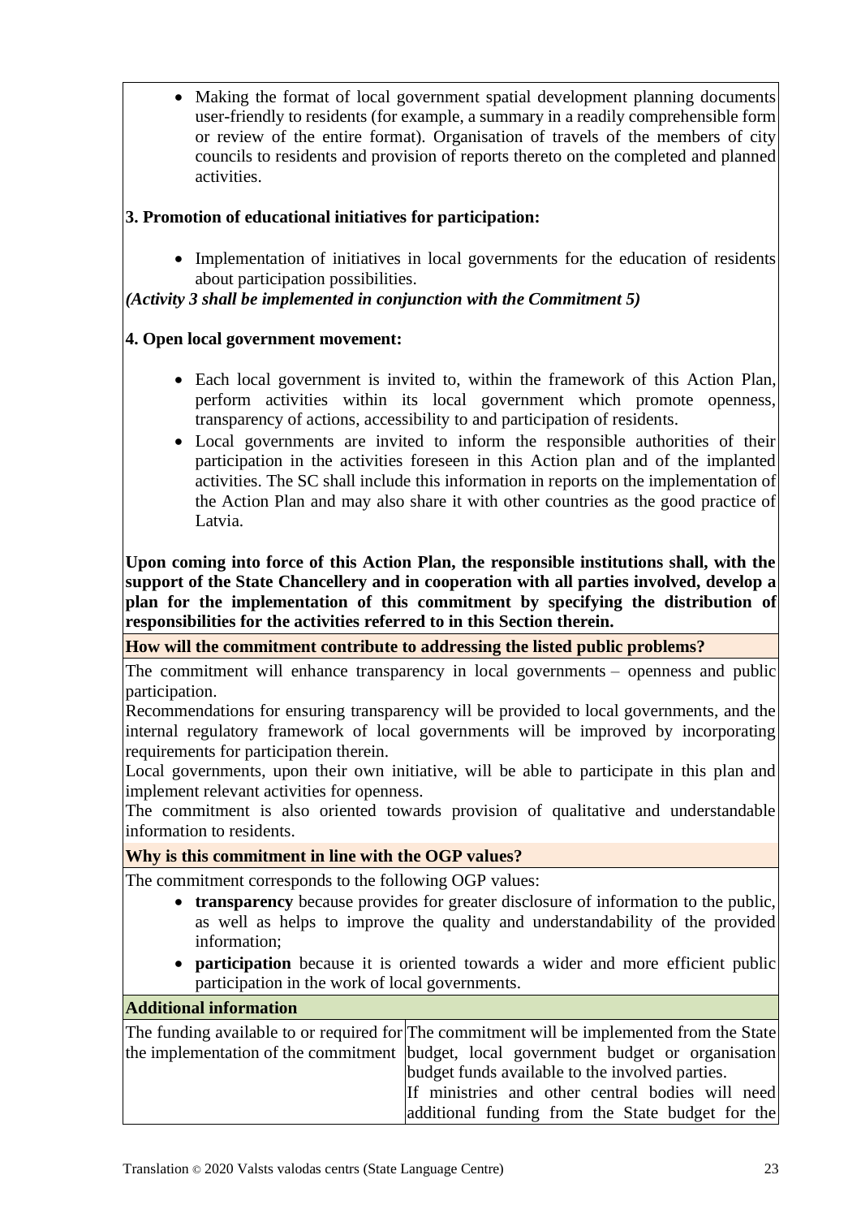- Making the format of local government spatial development planning documents user-friendly to residents (for example, a summary in a readily comprehensible form or review of the entire format). Organisation of travels of the members of city councils to residents and provision of reports thereto on the completed and planned activities.

**3. Promotion of educational initiatives for participation:**

- Implementation of initiatives in local governments for the education of residents about participation possibilities.

***(Activity 3 shall be implemented in conjunction with the Commitment 5)***

**4. Open local government movement:**

- Each local government is invited to, within the framework of this Action Plan, perform activities within its local government which promote openness, transparency of actions, accessibility to and participation of residents.
- Local governments are invited to inform the responsible authorities of their participation in the activities foreseen in this Action plan and of the implanted activities. The SC shall include this information in reports on the implementation of the Action Plan and may also share it with other countries as the good practice of Latvia.

**Upon coming into force of this Action Plan, the responsible institutions shall, with the support of the State Chancellery and in cooperation with all parties involved, develop a plan for the implementation of this commitment by specifying the distribution of responsibilities for the activities referred to in this Section therein.**

**How will the commitment contribute to addressing the listed public problems?**

The commitment will enhance transparency in local governments – openness and public participation.

Recommendations for ensuring transparency will be provided to local governments, and the internal regulatory framework of local governments will be improved by incorporating requirements for participation therein.

Local governments, upon their own initiative, will be able to participate in this plan and implement relevant activities for openness.

The commitment is also oriented towards provision of qualitative and understandable information to residents.

**Why is this commitment in line with the OGP values?**

The commitment corresponds to the following OGP values:

- **transparency** because provides for greater disclosure of information to the public, as well as helps to improve the quality and understandability of the provided information;
- **participation** because it is oriented towards a wider and more efficient public participation in the work of local governments.

**Additional information**

| | |
|---|---|
| The funding available to or required for the implementation of the commitment | The commitment will be implemented from the State budget, local government budget or organisation budget funds available to the involved parties.<br>If ministries and other central bodies will need additional funding from the State budget for the |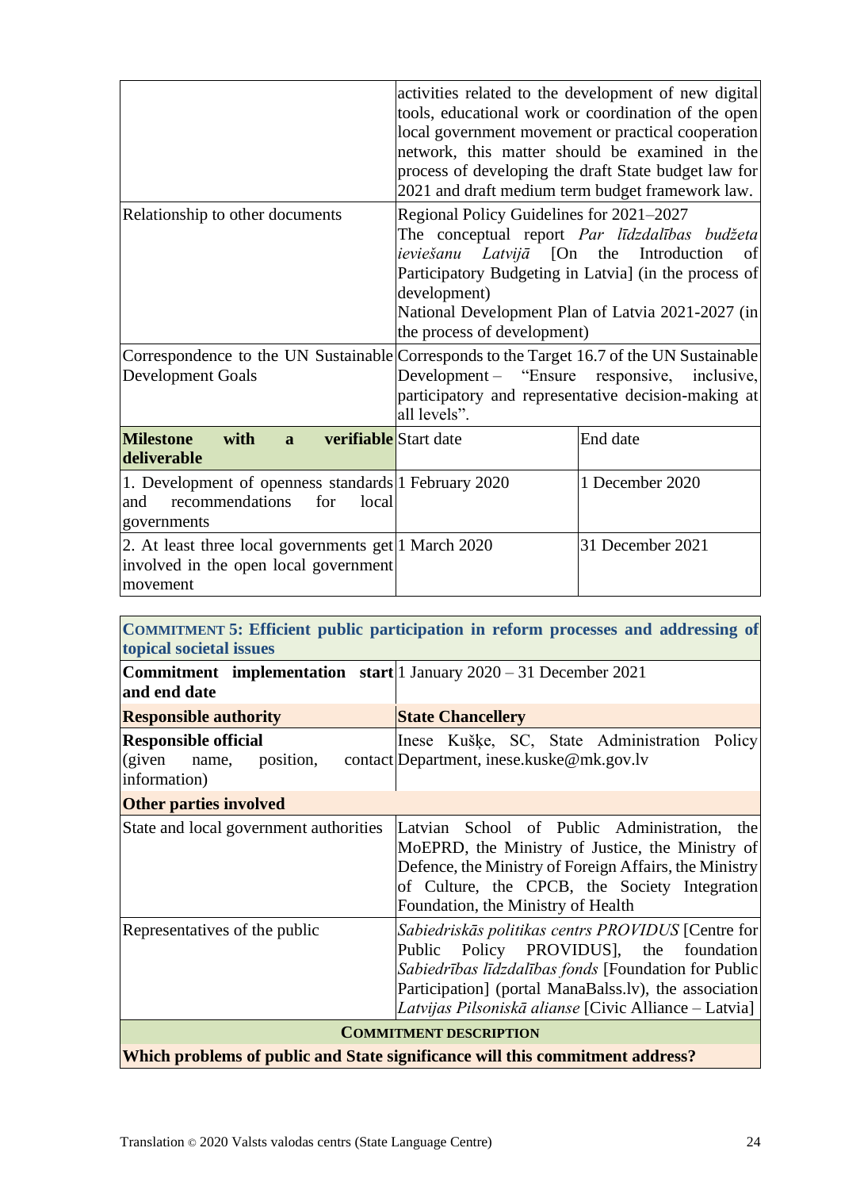| | | |
|---|---|---|
| | activities related to the development of new digital tools, educational work or coordination of the open local government movement or practical cooperation network, this matter should be examined in the process of developing the draft State budget law for 2021 and draft medium term budget framework law. | |
| Relationship to other documents | Regional Policy Guidelines for 2021–2027<br>The conceptual report *Par līdzdalības budžeta ieviešanu Latvijā* [On the Introduction of Participatory Budgeting in Latvia] (in the process of development)<br>National Development Plan of Latvia 2021-2027 (in the process of development) | |
| Correspondence to the UN Sustainable Development Goals | Corresponds to the Target 16.7 of the UN Sustainable Development – "Ensure responsive, inclusive, participatory and representative decision-making at all levels". | |
| **Milestone with a verifiable deliverable** | Start date | End date |
| 1. Development of openness standards and recommendations for local governments | 1 February 2020 | 1 December 2020 |
| 2. At least three local governments get involved in the open local government movement | 1 March 2020 | 31 December 2021 |

| | |
|---|---|
| **COMMITMENT 5: Efficient public participation in reform processes and addressing of topical societal issues** | |
| **Commitment implementation start and end date** | 1 January 2020 – 31 December 2021 |
| **Responsible authority** | **State Chancellery** |
| **Responsible official**<br>(given name, position, contact information) | Inese Kušķe, SC, State Administration Policy Department, inese.kuske@mk.gov.lv |
| **Other parties involved** | |
| State and local government authorities | Latvian School of Public Administration, the MoEPRD, the Ministry of Justice, the Ministry of Defence, the Ministry of Foreign Affairs, the Ministry of Culture, the CPCB, the Society Integration Foundation, the Ministry of Health |
| Representatives of the public | *Sabiedriskās politikas centrs PROVIDUS* [Centre for Public Policy PROVIDUS], the foundation *Sabiedrības līdzdalības fonds* [Foundation for Public Participation] (portal ManaBalss.lv), the association *Latvijas Pilsoniskā alianse* [Civic Alliance – Latvia] |
| **COMMITMENT DESCRIPTION** | |
| **Which problems of public and State significance will this commitment address?** | |

Translation © 2020 Valsts valodas centrs (State Language Centre)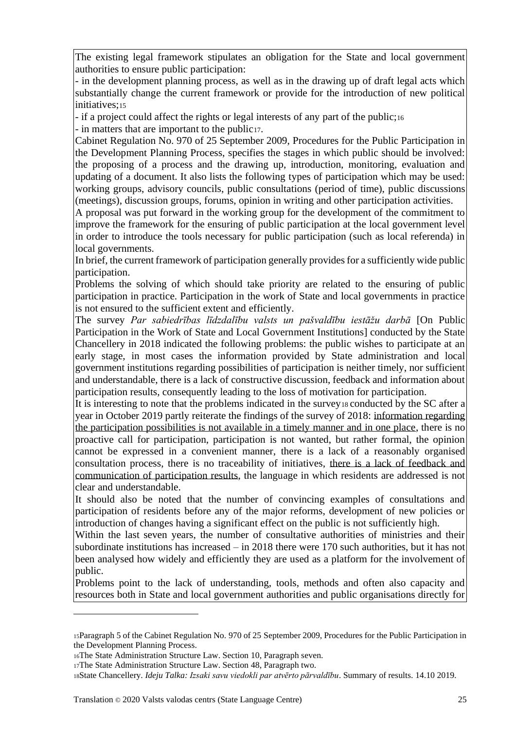The existing legal framework stipulates an obligation for the State and local government authorities to ensure public participation:

- in the development planning process, as well as in the drawing up of draft legal acts which substantially change the current framework or provide for the introduction of new political initiatives;[15]
- if a project could affect the rights or legal interests of any part of the public;[16]
- in matters that are important to the public[17].

Cabinet Regulation No. 970 of 25 September 2009, Procedures for the Public Participation in the Development Planning Process, specifies the stages in which public should be involved: the proposing of a process and the drawing up, introduction, monitoring, evaluation and updating of a document. It also lists the following types of participation which may be used: working groups, advisory councils, public consultations (period of time), public discussions (meetings), discussion groups, forums, opinion in writing and other participation activities.

A proposal was put forward in the working group for the development of the commitment to improve the framework for the ensuring of public participation at the local government level in order to introduce the tools necessary for public participation (such as local referenda) in local governments.

In brief, the current framework of participation generally provides for a sufficiently wide public participation.

Problems the solving of which should take priority are related to the ensuring of public participation in practice. Participation in the work of State and local governments in practice is not ensured to the sufficient extent and efficiently.

The survey *Par sabiedrības līdzdalību valsts un pašvaldību iestāžu darbā* [On Public Participation in the Work of State and Local Government Institutions] conducted by the State Chancellery in 2018 indicated the following problems: the public wishes to participate at an early stage, in most cases the information provided by State administration and local government institutions regarding possibilities of participation is neither timely, nor sufficient and understandable, there is a lack of constructive discussion, feedback and information about participation results, consequently leading to the loss of motivation for participation.

It is interesting to note that the problems indicated in the survey[18] conducted by the SC after a year in October 2019 partly reiterate the findings of the survey of 2018: information regarding the participation possibilities is not available in a timely manner and in one place, there is no proactive call for participation, participation is not wanted, but rather formal, the opinion cannot be expressed in a convenient manner, there is a lack of a reasonably organised consultation process, there is no traceability of initiatives, there is a lack of feedback and communication of participation results, the language in which residents are addressed is not clear and understandable.

It should also be noted that the number of convincing examples of consultations and participation of residents before any of the major reforms, development of new policies or introduction of changes having a significant effect on the public is not sufficiently high.

Within the last seven years, the number of consultative authorities of ministries and their subordinate institutions has increased – in 2018 there were 170 such authorities, but it has not been analysed how widely and efficiently they are used as a platform for the involvement of public.

Problems point to the lack of understanding, tools, methods and often also capacity and resources both in State and local government authorities and public organisations directly for

---

[15] Paragraph 5 of the Cabinet Regulation No. 970 of 25 September 2009, Procedures for the Public Participation in the Development Planning Process.

[16] The State Administration Structure Law. Section 10, Paragraph seven.

[17] The State Administration Structure Law. Section 48, Paragraph two.

[18] State Chancellery. *Ideju Talka: Izsaki savu viedokli par atvērto pārvaldību*. Summary of results. 14.10 2019.

Translation © 2020 Valsts valodas centrs (State Language Centre)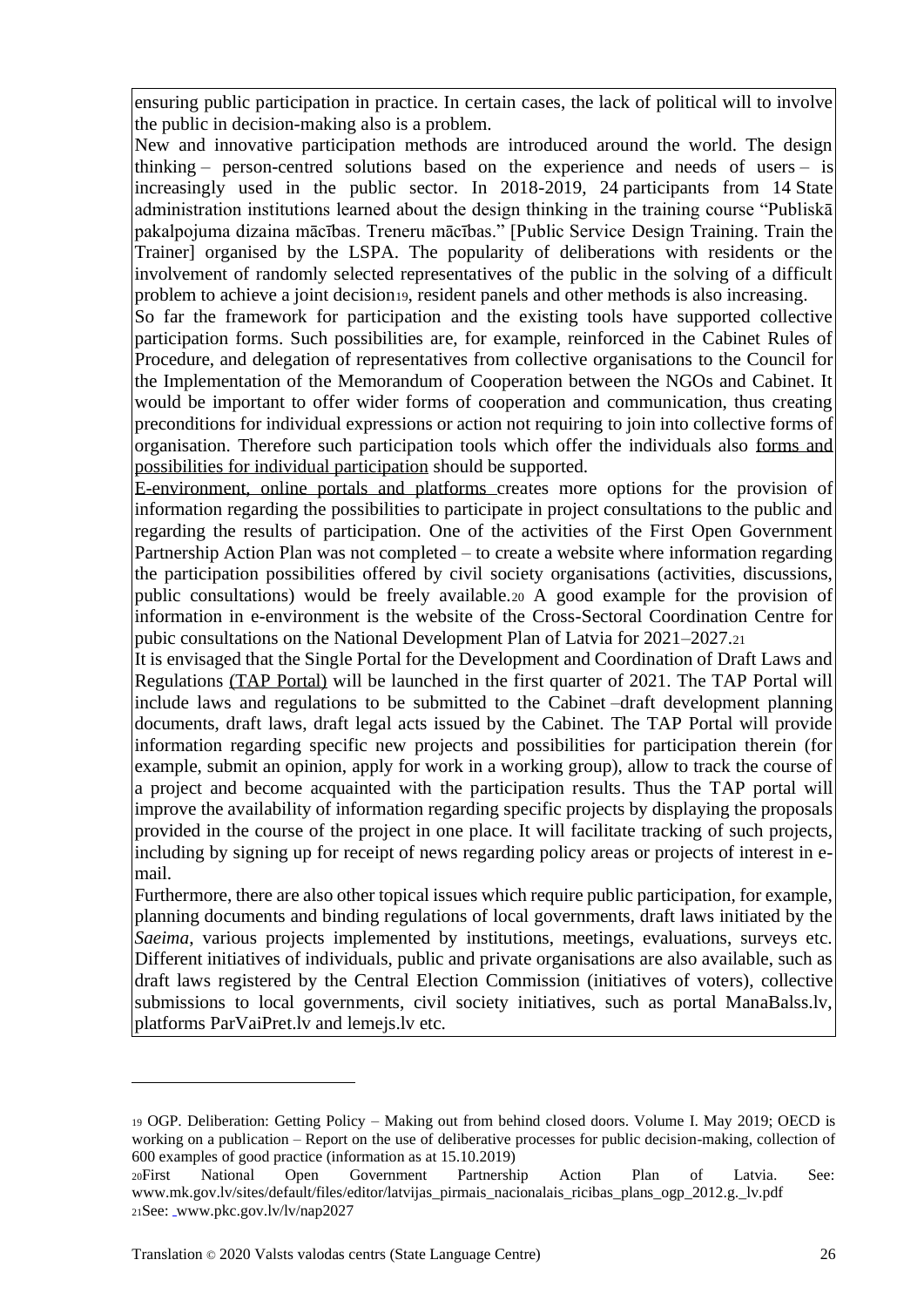ensuring public participation in practice. In certain cases, the lack of political will to involve the public in decision-making also is a problem.

New and innovative participation methods are introduced around the world. The design thinking – person-centred solutions based on the experience and needs of users – is increasingly used in the public sector. In 2018-2019, 24 participants from 14 State administration institutions learned about the design thinking in the training course "Publiskā pakalpojuma dizaina mācības. Treneru mācības." [Public Service Design Training. Train the Trainer] organised by the LSPA. The popularity of deliberations with residents or the involvement of randomly selected representatives of the public in the solving of a difficult problem to achieve a joint decision[19], resident panels and other methods is also increasing.

So far the framework for participation and the existing tools have supported collective participation forms. Such possibilities are, for example, reinforced in the Cabinet Rules of Procedure, and delegation of representatives from collective organisations to the Council for the Implementation of the Memorandum of Cooperation between the NGOs and Cabinet. It would be important to offer wider forms of cooperation and communication, thus creating preconditions for individual expressions or action not requiring to join into collective forms of organisation. Therefore such participation tools which offer the individuals also forms and possibilities for individual participation should be supported.

E-environment, online portals and platforms creates more options for the provision of information regarding the possibilities to participate in project consultations to the public and regarding the results of participation. One of the activities of the First Open Government Partnership Action Plan was not completed – to create a website where information regarding the participation possibilities offered by civil society organisations (activities, discussions, public consultations) would be freely available.[20] A good example for the provision of information in e-environment is the website of the Cross-Sectoral Coordination Centre for pubic consultations on the National Development Plan of Latvia for 2021–2027.[21]

It is envisaged that the Single Portal for the Development and Coordination of Draft Laws and Regulations (TAP Portal) will be launched in the first quarter of 2021. The TAP Portal will include laws and regulations to be submitted to the Cabinet –draft development planning documents, draft laws, draft legal acts issued by the Cabinet. The TAP Portal will provide information regarding specific new projects and possibilities for participation therein (for example, submit an opinion, apply for work in a working group), allow to track the course of a project and become acquainted with the participation results. Thus the TAP portal will improve the availability of information regarding specific projects by displaying the proposals provided in the course of the project in one place. It will facilitate tracking of such projects, including by signing up for receipt of news regarding policy areas or projects of interest in e-mail.

Furthermore, there are also other topical issues which require public participation, for example, planning documents and binding regulations of local governments, draft laws initiated by the *Saeima*, various projects implemented by institutions, meetings, evaluations, surveys etc. Different initiatives of individuals, public and private organisations are also available, such as draft laws registered by the Central Election Commission (initiatives of voters), collective submissions to local governments, civil society initiatives, such as portal ManaBalss.lv, platforms ParVaiPret.lv and lemejs.lv etc.

---

[19] OGP. Deliberation: Getting Policy – Making out from behind closed doors. Volume I. May 2019; OECD is working on a publication – Report on the use of deliberative processes for public decision-making, collection of 600 examples of good practice (information as at 15.10.2019)

[20] First National Open Government Partnership Action Plan of Latvia. See: www.mk.gov.lv/sites/default/files/editor/latvijas_pirmais_nacionalais_ricibas_plans_ogp_2012.g._lv.pdf

[21] See: www.pkc.gov.lv/lv/nap2027

Translation © 2020 Valsts valodas centrs (State Language Centre)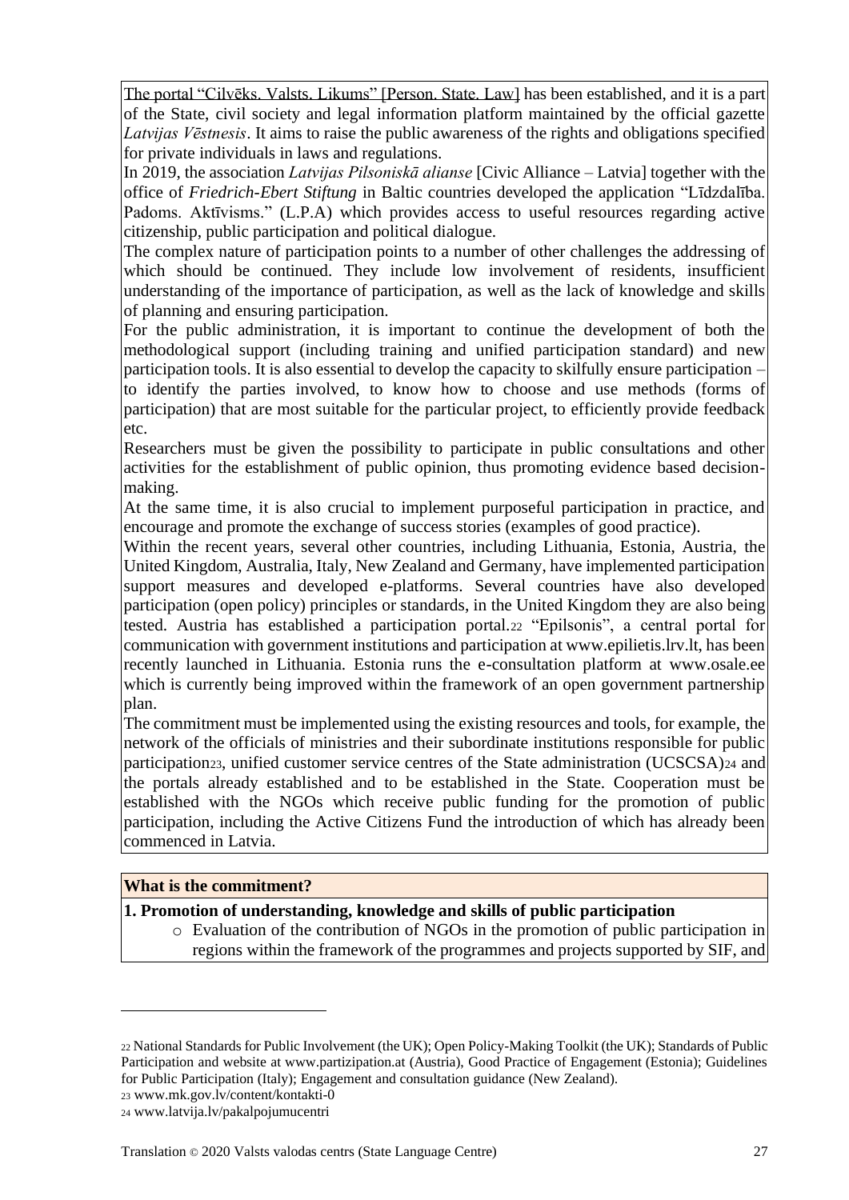The portal "Cilvēks. Valsts. Likums" [Person. State. Law] has been established, and it is a part of the State, civil society and legal information platform maintained by the official gazette *Latvijas Vēstnesis*. It aims to raise the public awareness of the rights and obligations specified for private individuals in laws and regulations.

In 2019, the association *Latvijas Pilsoniskā alianse* [Civic Alliance – Latvia] together with the office of *Friedrich-Ebert Stiftung* in Baltic countries developed the application "Līdzdalība. Padoms. Aktīvisms." (L.P.A) which provides access to useful resources regarding active citizenship, public participation and political dialogue.

The complex nature of participation points to a number of other challenges the addressing of which should be continued. They include low involvement of residents, insufficient understanding of the importance of participation, as well as the lack of knowledge and skills of planning and ensuring participation.

For the public administration, it is important to continue the development of both the methodological support (including training and unified participation standard) and new participation tools. It is also essential to develop the capacity to skilfully ensure participation – to identify the parties involved, to know how to choose and use methods (forms of participation) that are most suitable for the particular project, to efficiently provide feedback etc.

Researchers must be given the possibility to participate in public consultations and other activities for the establishment of public opinion, thus promoting evidence based decision-making.

At the same time, it is also crucial to implement purposeful participation in practice, and encourage and promote the exchange of success stories (examples of good practice).

Within the recent years, several other countries, including Lithuania, Estonia, Austria, the United Kingdom, Australia, Italy, New Zealand and Germany, have implemented participation support measures and developed e-platforms. Several countries have also developed participation (open policy) principles or standards, in the United Kingdom they are also being tested. Austria has established a participation portal.[22] "Epilsonis", a central portal for communication with government institutions and participation at www.epilietis.lrv.lt, has been recently launched in Lithuania. Estonia runs the e-consultation platform at www.osale.ee which is currently being improved within the framework of an open government partnership plan.

The commitment must be implemented using the existing resources and tools, for example, the network of the officials of ministries and their subordinate institutions responsible for public participation[23], unified customer service centres of the State administration (UCSCSA)[24] and the portals already established and to be established in the State. Cooperation must be established with the NGOs which receive public funding for the promotion of public participation, including the Active Citizens Fund the introduction of which has already been commenced in Latvia.

**What is the commitment?**

**1. Promotion of understanding, knowledge and skills of public participation**

- Evaluation of the contribution of NGOs in the promotion of public participation in regions within the framework of the programmes and projects supported by SIF, and

---

[22] National Standards for Public Involvement (the UK); Open Policy-Making Toolkit (the UK); Standards of Public Participation and website at www.partizipation.at (Austria), Good Practice of Engagement (Estonia); Guidelines for Public Participation (Italy); Engagement and consultation guidance (New Zealand).

[23] www.mk.gov.lv/content/kontakti-0

[24] www.latvija.lv/pakalpojumucentri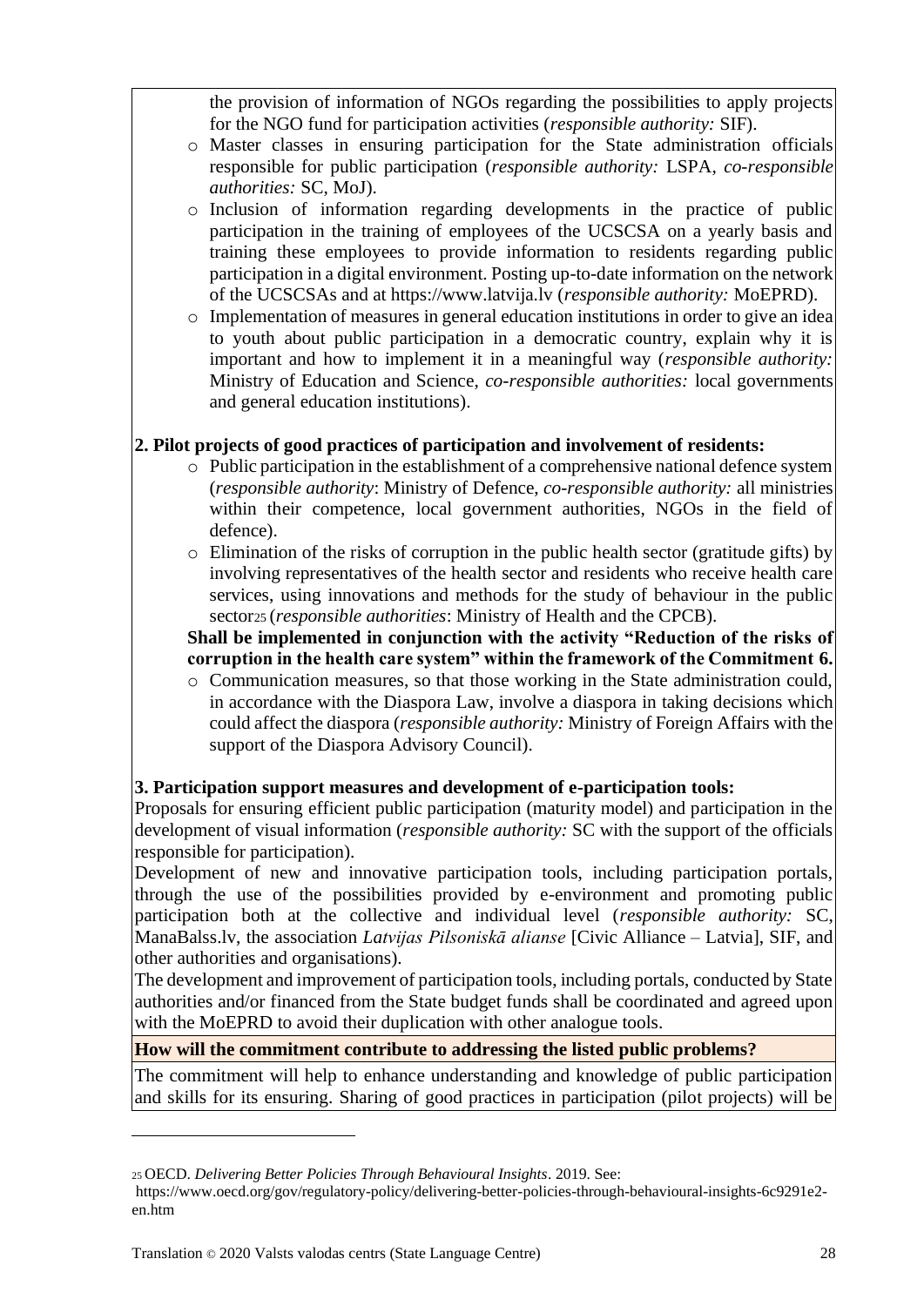the provision of information of NGOs regarding the possibilities to apply projects for the NGO fund for participation activities (*responsible authority:* SIF).

- Master classes in ensuring participation for the State administration officials responsible for public participation (*responsible authority:* LSPA, *co-responsible authorities:* SC, MoJ).
- Inclusion of information regarding developments in the practice of public participation in the training of employees of the UCSCSA on a yearly basis and training these employees to provide information to residents regarding public participation in a digital environment. Posting up-to-date information on the network of the UCSCSAs and at https://www.latvija.lv (*responsible authority:* MoEPRD).
- Implementation of measures in general education institutions in order to give an idea to youth about public participation in a democratic country, explain why it is important and how to implement it in a meaningful way (*responsible authority:* Ministry of Education and Science, *co-responsible authorities:* local governments and general education institutions).

**2. Pilot projects of good practices of participation and involvement of residents:**

- Public participation in the establishment of a comprehensive national defence system (*responsible authority*: Ministry of Defence, *co-responsible authority:* all ministries within their competence, local government authorities, NGOs in the field of defence).
- Elimination of the risks of corruption in the public health sector (gratitude gifts) by involving representatives of the health sector and residents who receive health care services, using innovations and methods for the study of behaviour in the public sector[25] (*responsible authorities*: Ministry of Health and the CPCB).

  **Shall be implemented in conjunction with the activity "Reduction of the risks of corruption in the health care system" within the framework of the Commitment 6.**
- Communication measures, so that those working in the State administration could, in accordance with the Diaspora Law, involve a diaspora in taking decisions which could affect the diaspora (*responsible authority:* Ministry of Foreign Affairs with the support of the Diaspora Advisory Council).

**3. Participation support measures and development of e-participation tools:**

Proposals for ensuring efficient public participation (maturity model) and participation in the development of visual information (*responsible authority:* SC with the support of the officials responsible for participation).

Development of new and innovative participation tools, including participation portals, through the use of the possibilities provided by e-environment and promoting public participation both at the collective and individual level (*responsible authority:* SC, ManaBalss.lv, the association *Latvijas Pilsoniskā alianse* [Civic Alliance – Latvia], SIF, and other authorities and organisations).

The development and improvement of participation tools, including portals, conducted by State authorities and/or financed from the State budget funds shall be coordinated and agreed upon with the MoEPRD to avoid their duplication with other analogue tools.

**How will the commitment contribute to addressing the listed public problems?**

The commitment will help to enhance understanding and knowledge of public participation and skills for its ensuring. Sharing of good practices in participation (pilot projects) will be

---

[25] OECD. *Delivering Better Policies Through Behavioural Insights*. 2019. See: https://www.oecd.org/gov/regulatory-policy/delivering-better-policies-through-behavioural-insights-6c9291e2-en.htm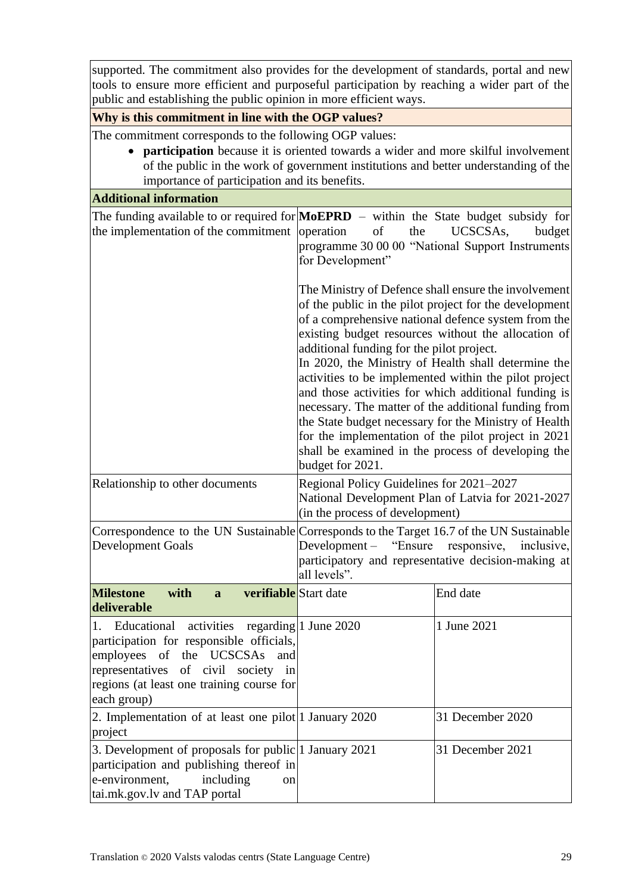| supported. The commitment also provides for the development of standards, portal and new tools to ensure more efficient and purposeful participation by reaching a wider part of the public and establishing the public opinion in more efficient ways. | | |
|---|---|---|
| **Why is this commitment in line with the OGP values?** | | |
| The commitment corresponds to the following OGP values:<br>• **participation** because it is oriented towards a wider and more skilful involvement of the public in the work of government institutions and better understanding of the importance of participation and its benefits. | | |
| **Additional information** | | |
| The funding available to or required for the implementation of the commitment | **MoEPRD** – within the State budget subsidy for operation of the UCSCSAs, budget programme 30 00 00 "National Support Instruments for Development"<br><br>The Ministry of Defence shall ensure the involvement of the public in the pilot project for the development of a comprehensive national defence system from the existing budget resources without the allocation of additional funding for the pilot project.<br>In 2020, the Ministry of Health shall determine the activities to be implemented within the pilot project and those activities for which additional funding is necessary. The matter of the additional funding from the State budget necessary for the Ministry of Health for the implementation of the pilot project in 2021 shall be examined in the process of developing the budget for 2021. | |
| Relationship to other documents | Regional Policy Guidelines for 2021–2027<br>National Development Plan of Latvia for 2021-2027 (in the process of development) | |
| Correspondence to the UN Sustainable Development Goals | Corresponds to the Target 16.7 of the UN Sustainable Development – "Ensure responsive, inclusive, participatory and representative decision-making at all levels". | |
| **Milestone with a verifiable deliverable** | Start date | End date |
| 1. Educational activities regarding participation for responsible officials, employees of the UCSCSAs and representatives of civil society in regions (at least one training course for each group) | 1 June 2020 | 1 June 2021 |
| 2. Implementation of at least one pilot project | 1 January 2020 | 31 December 2020 |
| 3. Development of proposals for public participation and publishing thereof in e-environment, including on tai.mk.gov.lv and TAP portal | 1 January 2021 | 31 December 2021 |

Translation © 2020 Valsts valodas centrs (State Language Centre)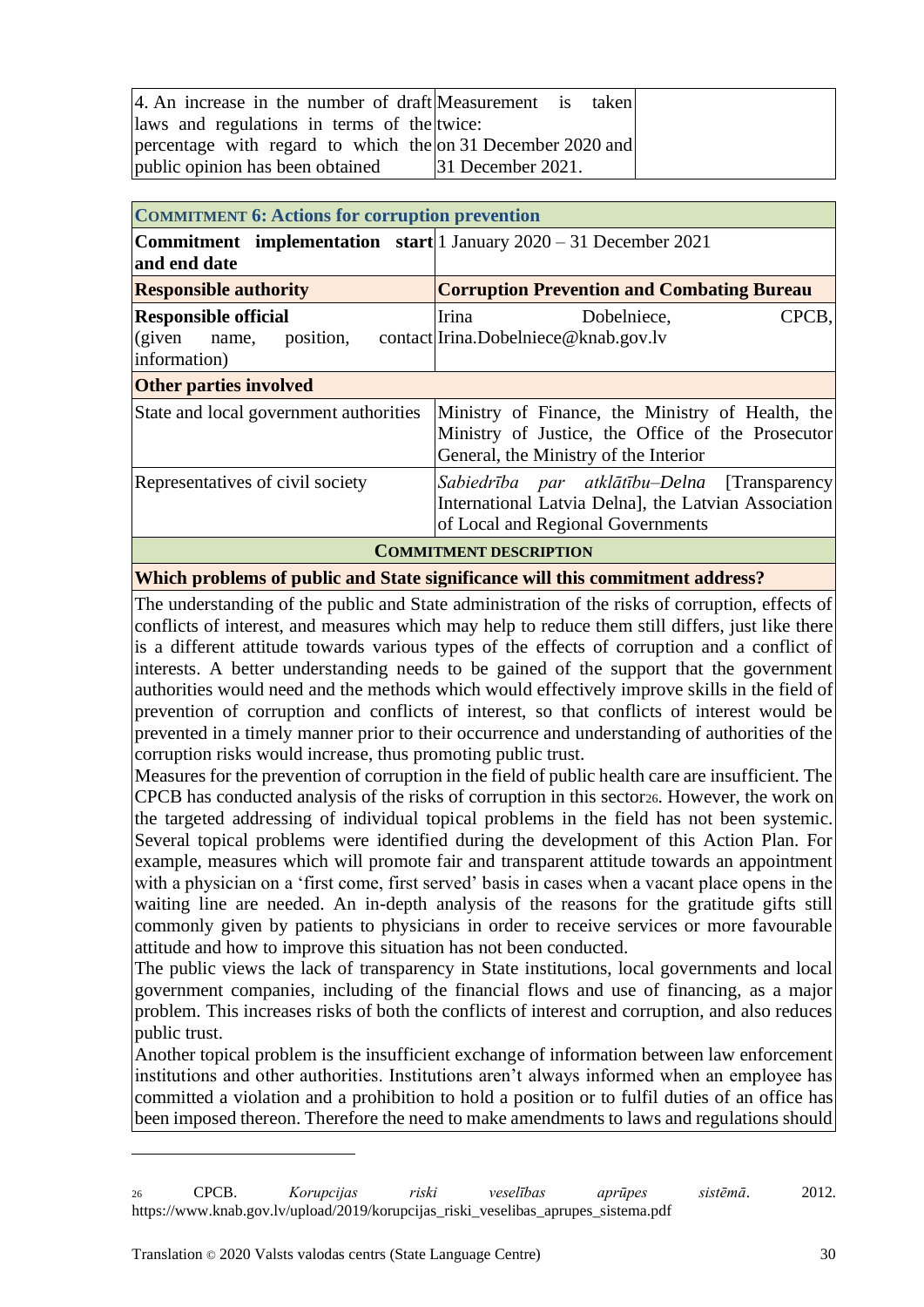| | | |
|---|---|---|
| 4. An increase in the number of draft laws and regulations in terms of the percentage with regard to which the public opinion has been obtained | Measurement is taken twice: on 31 December 2020 and 31 December 2021. | |

| **COMMITMENT 6: Actions for corruption prevention** | |
|---|---|
| **Commitment implementation start and end date** | 1 January 2020 – 31 December 2021 |
| **Responsible authority** | **Corruption Prevention and Combating Bureau** |
| **Responsible official** (given name, position, contact information) | Irina Dobelniece, CPCB, Irina.Dobelniece@knab.gov.lv |
| **Other parties involved** | |
| State and local government authorities | Ministry of Finance, the Ministry of Health, the Ministry of Justice, the Office of the Prosecutor General, the Ministry of the Interior |
| Representatives of civil society | *Sabiedrība par atklātību–Delna* [Transparency International Latvia Delna], the Latvian Association of Local and Regional Governments |
| **COMMITMENT DESCRIPTION** | |
| **Which problems of public and State significance will this commitment address?** | |

The understanding of the public and State administration of the risks of corruption, effects of conflicts of interest, and measures which may help to reduce them still differs, just like there is a different attitude towards various types of the effects of corruption and a conflict of interests. A better understanding needs to be gained of the support that the government authorities would need and the methods which would effectively improve skills in the field of prevention of corruption and conflicts of interest, so that conflicts of interest would be prevented in a timely manner prior to their occurrence and understanding of authorities of the corruption risks would increase, thus promoting public trust.

Measures for the prevention of corruption in the field of public health care are insufficient. The CPCB has conducted analysis of the risks of corruption in this sector[26]. However, the work on the targeted addressing of individual topical problems in the field has not been systemic. Several topical problems were identified during the development of this Action Plan. For example, measures which will promote fair and transparent attitude towards an appointment with a physician on a 'first come, first served' basis in cases when a vacant place opens in the waiting line are needed. An in-depth analysis of the reasons for the gratitude gifts still commonly given by patients to physicians in order to receive services or more favourable attitude and how to improve this situation has not been conducted.

The public views the lack of transparency in State institutions, local governments and local government companies, including of the financial flows and use of financing, as a major problem. This increases risks of both the conflicts of interest and corruption, and also reduces public trust.

Another topical problem is the insufficient exchange of information between law enforcement institutions and other authorities. Institutions aren't always informed when an employee has committed a violation and a prohibition to hold a position or to fulfil duties of an office has been imposed thereon. Therefore the need to make amendments to laws and regulations should

[26] CPCB. *Korupcijas riski veselības aprūpes sistēmā*. 2012. https://www.knab.gov.lv/upload/2019/korupcijas_riski_veselibas_aprupes_sistema.pdf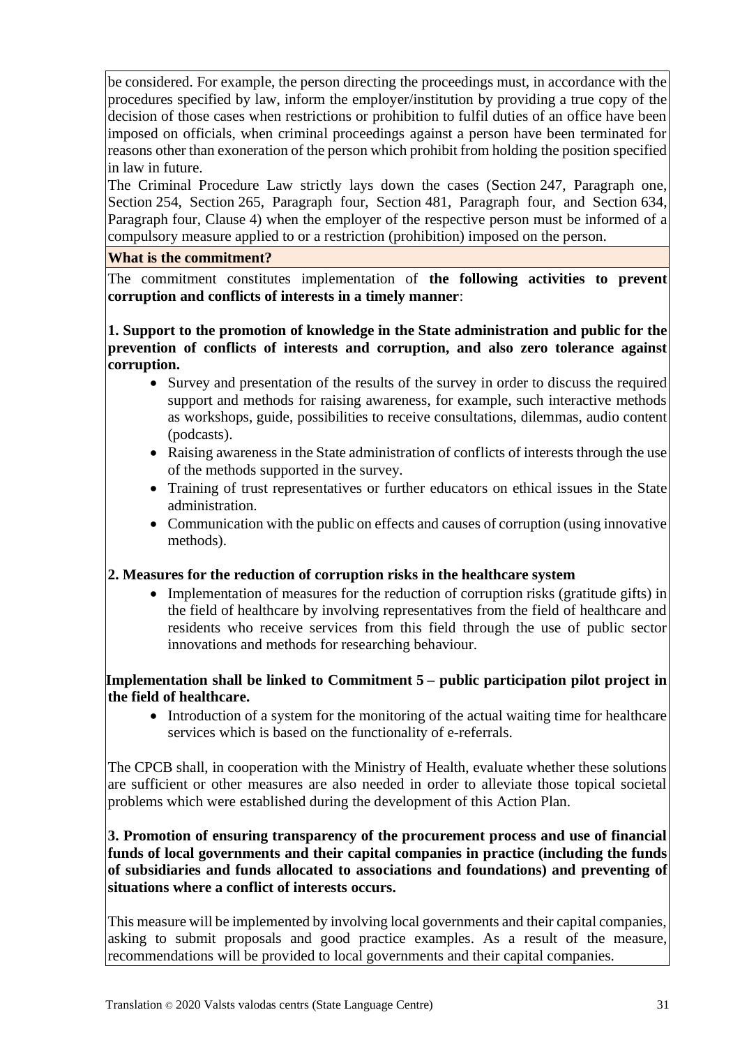be considered. For example, the person directing the proceedings must, in accordance with the procedures specified by law, inform the employer/institution by providing a true copy of the decision of those cases when restrictions or prohibition to fulfil duties of an office have been imposed on officials, when criminal proceedings against a person have been terminated for reasons other than exoneration of the person which prohibit from holding the position specified in law in future.

The Criminal Procedure Law strictly lays down the cases (Section 247, Paragraph one, Section 254, Section 265, Paragraph four, Section 481, Paragraph four, and Section 634, Paragraph four, Clause 4) when the employer of the respective person must be informed of a compulsory measure applied to or a restriction (prohibition) imposed on the person.

**What is the commitment?**

The commitment constitutes implementation of **the following activities to prevent corruption and conflicts of interests in a timely manner**:

**1. Support to the promotion of knowledge in the State administration and public for the prevention of conflicts of interests and corruption, and also zero tolerance against corruption.**

- Survey and presentation of the results of the survey in order to discuss the required support and methods for raising awareness, for example, such interactive methods as workshops, guide, possibilities to receive consultations, dilemmas, audio content (podcasts).
- Raising awareness in the State administration of conflicts of interests through the use of the methods supported in the survey.
- Training of trust representatives or further educators on ethical issues in the State administration.
- Communication with the public on effects and causes of corruption (using innovative methods).

**2. Measures for the reduction of corruption risks in the healthcare system**

- Implementation of measures for the reduction of corruption risks (gratitude gifts) in the field of healthcare by involving representatives from the field of healthcare and residents who receive services from this field through the use of public sector innovations and methods for researching behaviour.

**Implementation shall be linked to Commitment 5 – public participation pilot project in the field of healthcare.**

- Introduction of a system for the monitoring of the actual waiting time for healthcare services which is based on the functionality of e-referrals.

The CPCB shall, in cooperation with the Ministry of Health, evaluate whether these solutions are sufficient or other measures are also needed in order to alleviate those topical societal problems which were established during the development of this Action Plan.

**3. Promotion of ensuring transparency of the procurement process and use of financial funds of local governments and their capital companies in practice (including the funds of subsidiaries and funds allocated to associations and foundations) and preventing of situations where a conflict of interests occurs.**

This measure will be implemented by involving local governments and their capital companies, asking to submit proposals and good practice examples. As a result of the measure, recommendations will be provided to local governments and their capital companies.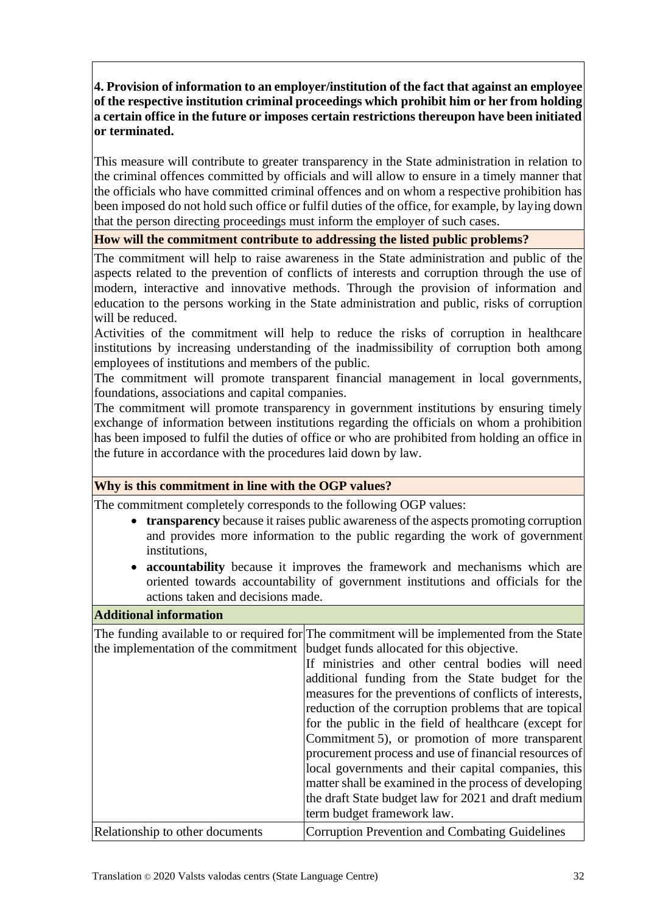**4. Provision of information to an employer/institution of the fact that against an employee of the respective institution criminal proceedings which prohibit him or her from holding a certain office in the future or imposes certain restrictions thereupon have been initiated or terminated.**

This measure will contribute to greater transparency in the State administration in relation to the criminal offences committed by officials and will allow to ensure in a timely manner that the officials who have committed criminal offences and on whom a respective prohibition has been imposed do not hold such office or fulfil duties of the office, for example, by laying down that the person directing proceedings must inform the employer of such cases.

**How will the commitment contribute to addressing the listed public problems?**

The commitment will help to raise awareness in the State administration and public of the aspects related to the prevention of conflicts of interests and corruption through the use of modern, interactive and innovative methods. Through the provision of information and education to the persons working in the State administration and public, risks of corruption will be reduced.

Activities of the commitment will help to reduce the risks of corruption in healthcare institutions by increasing understanding of the inadmissibility of corruption both among employees of institutions and members of the public.

The commitment will promote transparent financial management in local governments, foundations, associations and capital companies.

The commitment will promote transparency in government institutions by ensuring timely exchange of information between institutions regarding the officials on whom a prohibition has been imposed to fulfil the duties of office or who are prohibited from holding an office in the future in accordance with the procedures laid down by law.

**Why is this commitment in line with the OGP values?**

The commitment completely corresponds to the following OGP values:

- **transparency** because it raises public awareness of the aspects promoting corruption and provides more information to the public regarding the work of government institutions,
- **accountability** because it improves the framework and mechanisms which are oriented towards accountability of government institutions and officials for the actions taken and decisions made.

**Additional information**

| | |
|---|---|
| The funding available to or required for the implementation of the commitment | The commitment will be implemented from the State budget funds allocated for this objective.<br>If ministries and other central bodies will need additional funding from the State budget for the measures for the preventions of conflicts of interests, reduction of the corruption problems that are topical for the public in the field of healthcare (except for Commitment 5), or promotion of more transparent procurement process and use of financial resources of local governments and their capital companies, this matter shall be examined in the process of developing the draft State budget law for 2021 and draft medium term budget framework law. |
| Relationship to other documents | Corruption Prevention and Combating Guidelines |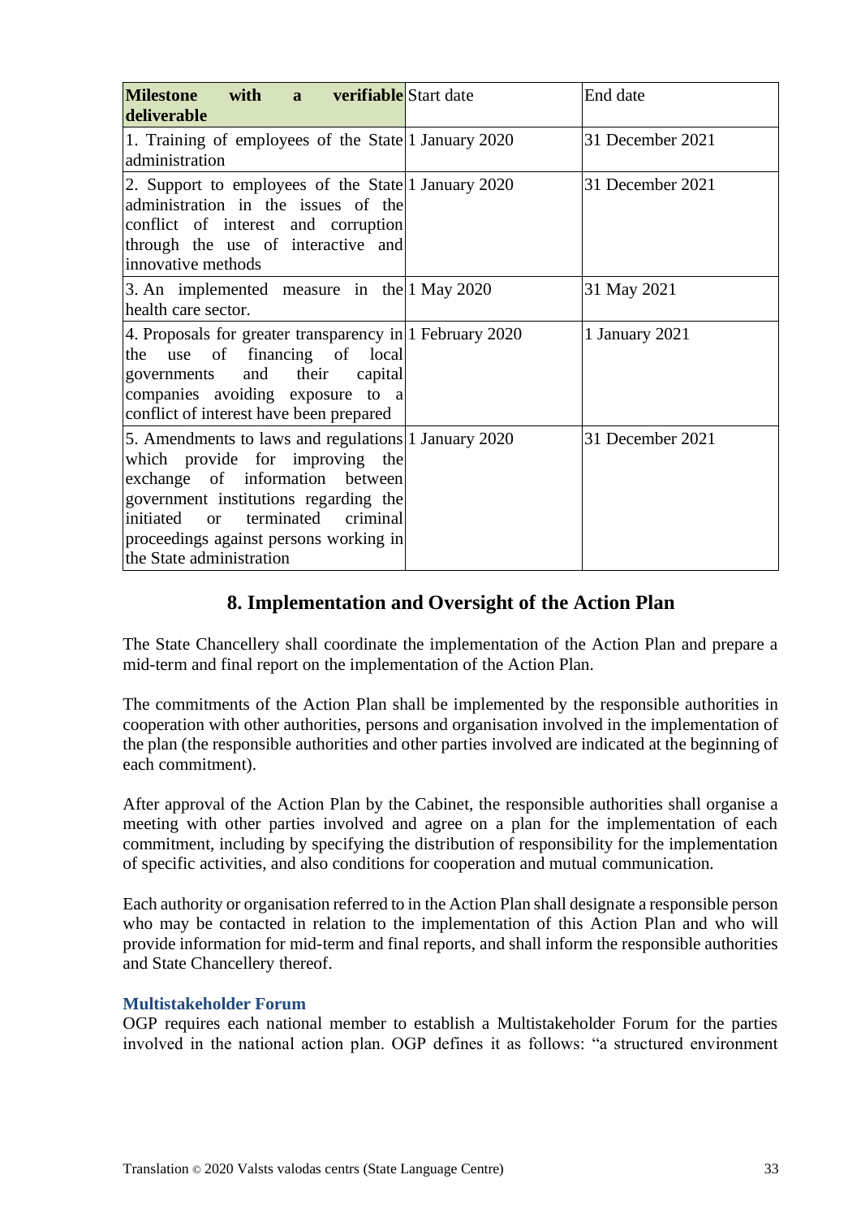| **Milestone with a verifiable deliverable** | Start date | End date |
| --- | --- | --- |
| 1. Training of employees of the State administration | 1 January 2020 | 31 December 2021 |
| 2. Support to employees of the State administration in the issues of the conflict of interest and corruption through the use of interactive and innovative methods | 1 January 2020 | 31 December 2021 |
| 3. An implemented measure in the health care sector. | 1 May 2020 | 31 May 2021 |
| 4. Proposals for greater transparency in the use of financing of local governments and their capital companies avoiding exposure to a conflict of interest have been prepared | 1 February 2020 | 1 January 2021 |
| 5. Amendments to laws and regulations which provide for improving the exchange of information between government institutions regarding the initiated or terminated criminal proceedings against persons working in the State administration | 1 January 2020 | 31 December 2021 |

## 8. Implementation and Oversight of the Action Plan

The State Chancellery shall coordinate the implementation of the Action Plan and prepare a mid-term and final report on the implementation of the Action Plan.

The commitments of the Action Plan shall be implemented by the responsible authorities in cooperation with other authorities, persons and organisation involved in the implementation of the plan (the responsible authorities and other parties involved are indicated at the beginning of each commitment).

After approval of the Action Plan by the Cabinet, the responsible authorities shall organise a meeting with other parties involved and agree on a plan for the implementation of each commitment, including by specifying the distribution of responsibility for the implementation of specific activities, and also conditions for cooperation and mutual communication.

Each authority or organisation referred to in the Action Plan shall designate a responsible person who may be contacted in relation to the implementation of this Action Plan and who will provide information for mid-term and final reports, and shall inform the responsible authorities and State Chancellery thereof.

### Multistakeholder Forum

OGP requires each national member to establish a Multistakeholder Forum for the parties involved in the national action plan. OGP defines it as follows: "a structured environment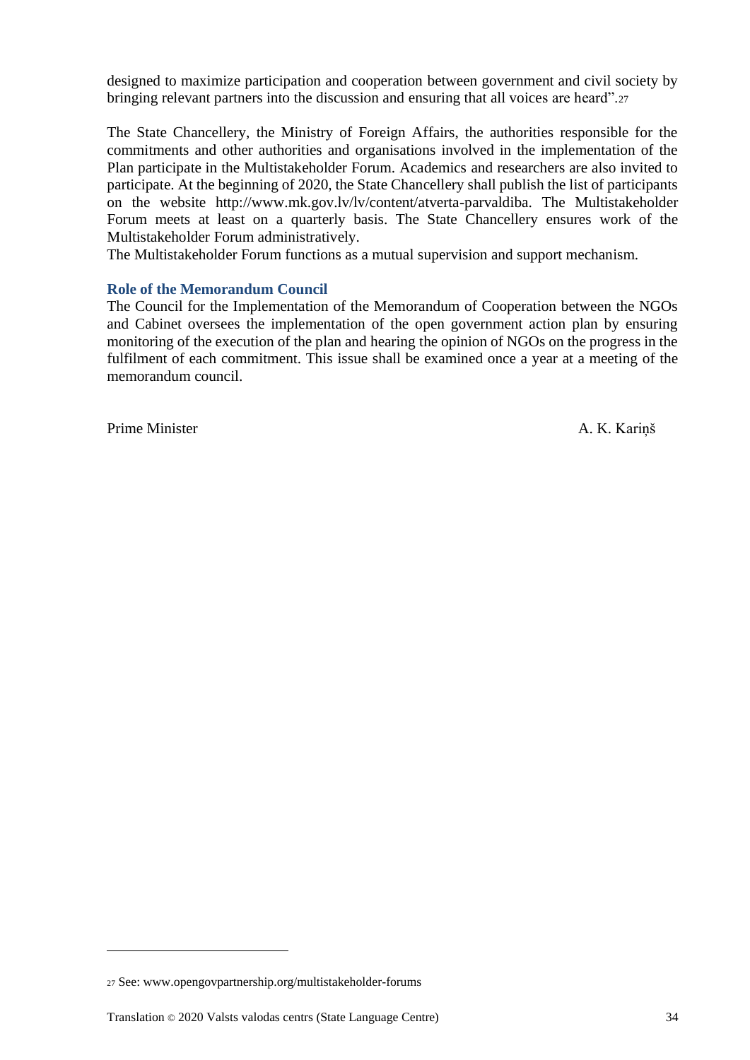designed to maximize participation and cooperation between government and civil society by bringing relevant partners into the discussion and ensuring that all voices are heard".[27]

The State Chancellery, the Ministry of Foreign Affairs, the authorities responsible for the commitments and other authorities and organisations involved in the implementation of the Plan participate in the Multistakeholder Forum. Academics and researchers are also invited to participate. At the beginning of 2020, the State Chancellery shall publish the list of participants on the website http://www.mk.gov.lv/lv/content/atverta-parvaldiba. The Multistakeholder Forum meets at least on a quarterly basis. The State Chancellery ensures work of the Multistakeholder Forum administratively.

The Multistakeholder Forum functions as a mutual supervision and support mechanism.

### Role of the Memorandum Council

The Council for the Implementation of the Memorandum of Cooperation between the NGOs and Cabinet oversees the implementation of the open government action plan by ensuring monitoring of the execution of the plan and hearing the opinion of NGOs on the progress in the fulfilment of each commitment. This issue shall be examined once a year at a meeting of the memorandum council.

Prime Minister A. K. Kariņš

---

[27] See: www.opengovpartnership.org/multistakeholder-forums

Translation © 2020 Valsts valodas centrs (State Language Centre)